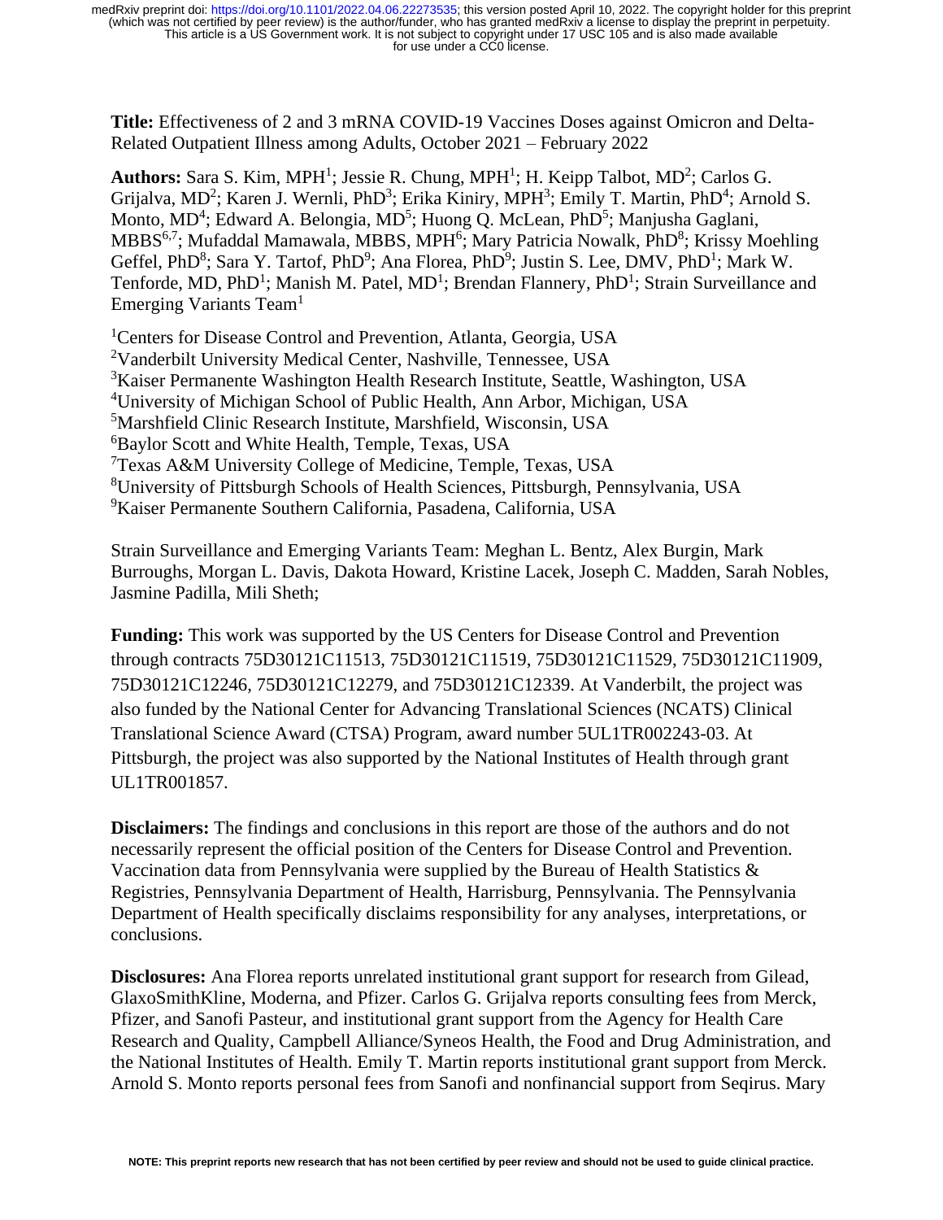**Title:** Effectiveness of 2 and 3 mRNA COVID-19 Vaccines Doses against Omicron and Delta-Related Outpatient Illness among Adults, October 2021 – February 2022

**Authors:** Sara S. Kim, MPH[1]; Jessie R. Chung, MPH[1]; H. Keipp Talbot, MD[2]; Carlos G. Grijalva, MD[2]; Karen J. Wernli, PhD[3]; Erika Kiniry, MPH[3]; Emily T. Martin, PhD[4]; Arnold S. Monto, MD[4]; Edward A. Belongia, MD[5]; Huong Q. McLean, PhD[5]; Manjusha Gaglani, MBBS[6,7]; Mufaddal Mamawala, MBBS, MPH[6]; Mary Patricia Nowalk, PhD[8]; Krissy Moehling Geffel, PhD[8]; Sara Y. Tartof, PhD[9]; Ana Florea, PhD[9]; Justin S. Lee, DVM, PhD[1]; Mark W. Tenforde, MD, PhD[1]; Manish M. Patel, MD[1]; Brendan Flannery, PhD[1]; Strain Surveillance and Emerging Variants Team[1]

[1]Centers for Disease Control and Prevention, Atlanta, Georgia, USA
[2]Vanderbilt University Medical Center, Nashville, Tennessee, USA
[3]Kaiser Permanente Washington Health Research Institute, Seattle, Washington, USA
[4]University of Michigan School of Public Health, Ann Arbor, Michigan, USA
[5]Marshfield Clinic Research Institute, Marshfield, Wisconsin, USA
[6]Baylor Scott and White Health, Temple, Texas, USA
[7]Texas A&M University College of Medicine, Temple, Texas, USA
[8]University of Pittsburgh Schools of Health Sciences, Pittsburgh, Pennsylvania, USA
[9]Kaiser Permanente Southern California, Pasadena, California, USA

Strain Surveillance and Emerging Variants Team: Meghan L. Bentz, Alex Burgin, Mark Burroughs, Morgan L. Davis, Dakota Howard, Kristine Lacek, Joseph C. Madden, Sarah Nobles, Jasmine Padilla, Mili Sheth;

**Funding:** This work was supported by the US Centers for Disease Control and Prevention through contracts 75D30121C11513, 75D30121C11519, 75D30121C11529, 75D30121C11909, 75D30121C12246, 75D30121C12279, and 75D30121C12339. At Vanderbilt, the project was also funded by the National Center for Advancing Translational Sciences (NCATS) Clinical Translational Science Award (CTSA) Program, award number 5UL1TR002243-03. At Pittsburgh, the project was also supported by the National Institutes of Health through grant UL1TR001857.

**Disclaimers:** The findings and conclusions in this report are those of the authors and do not necessarily represent the official position of the Centers for Disease Control and Prevention. Vaccination data from Pennsylvania were supplied by the Bureau of Health Statistics & Registries, Pennsylvania Department of Health, Harrisburg, Pennsylvania. The Pennsylvania Department of Health specifically disclaims responsibility for any analyses, interpretations, or conclusions.

**Disclosures:** Ana Florea reports unrelated institutional grant support for research from Gilead, GlaxoSmithKline, Moderna, and Pfizer. Carlos G. Grijalva reports consulting fees from Merck, Pfizer, and Sanofi Pasteur, and institutional grant support from the Agency for Health Care Research and Quality, Campbell Alliance/Syneos Health, the Food and Drug Administration, and the National Institutes of Health. Emily T. Martin reports institutional grant support from Merck. Arnold S. Monto reports personal fees from Sanofi and nonfinancial support from Seqirus. Mary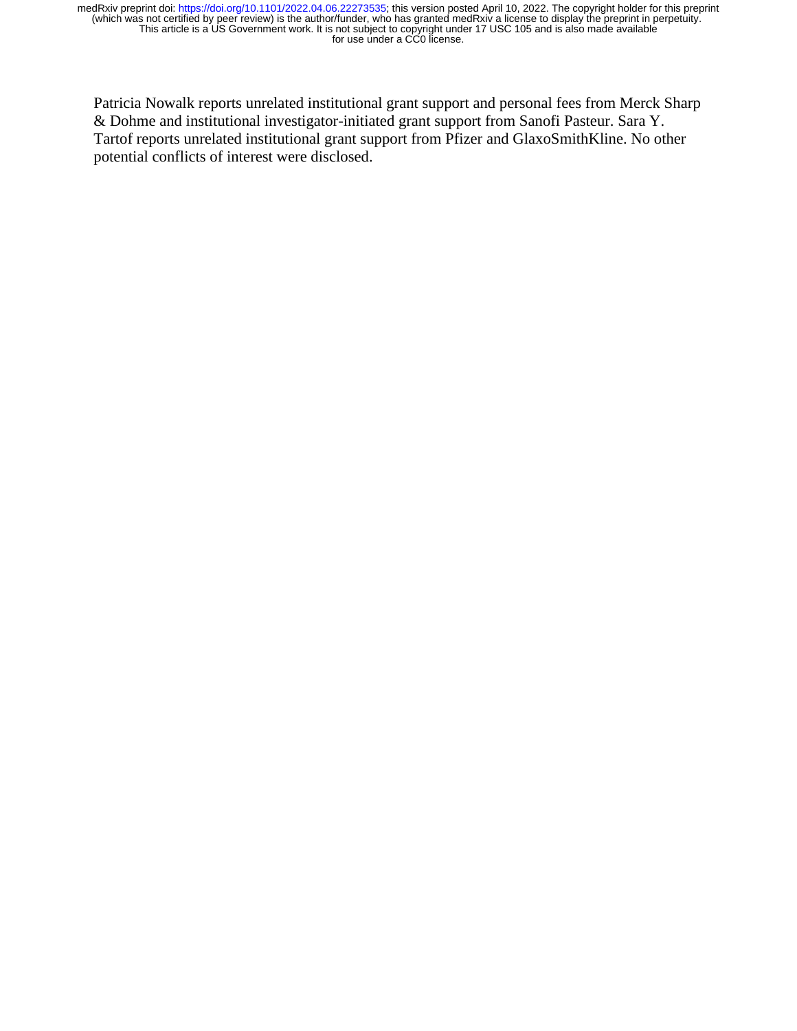Patricia Nowalk reports unrelated institutional grant support and personal fees from Merck Sharp & Dohme and institutional investigator-initiated grant support from Sanofi Pasteur. Sara Y. Tartof reports unrelated institutional grant support from Pfizer and GlaxoSmithKline. No other potential conflicts of interest were disclosed.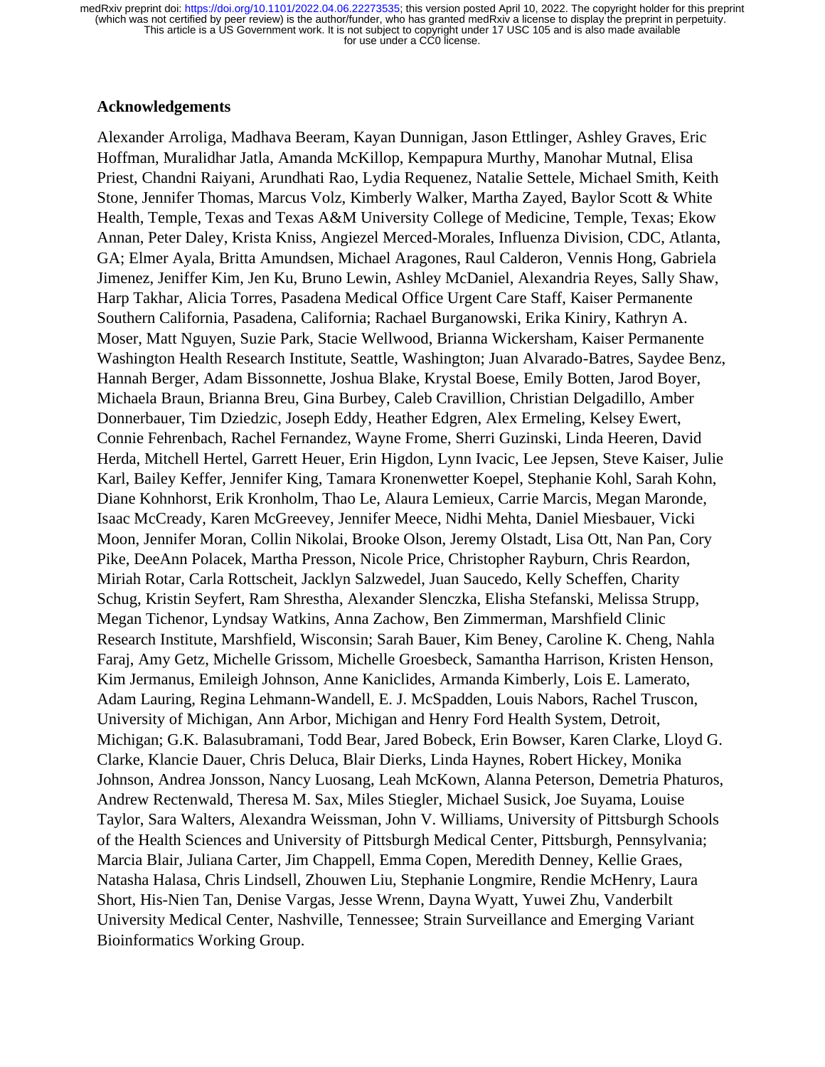## Acknowledgements

Alexander Arroliga, Madhava Beeram, Kayan Dunnigan, Jason Ettlinger, Ashley Graves, Eric Hoffman, Muralidhar Jatla, Amanda McKillop, Kempapura Murthy, Manohar Mutnal, Elisa Priest, Chandni Raiyani, Arundhati Rao, Lydia Requenez, Natalie Settele, Michael Smith, Keith Stone, Jennifer Thomas, Marcus Volz, Kimberly Walker, Martha Zayed, Baylor Scott & White Health, Temple, Texas and Texas A&M University College of Medicine, Temple, Texas; Ekow Annan, Peter Daley, Krista Kniss, Angiezel Merced-Morales, Influenza Division, CDC, Atlanta, GA; Elmer Ayala, Britta Amundsen, Michael Aragones, Raul Calderon, Vennis Hong, Gabriela Jimenez, Jeniffer Kim, Jen Ku, Bruno Lewin, Ashley McDaniel, Alexandria Reyes, Sally Shaw, Harp Takhar, Alicia Torres, Pasadena Medical Office Urgent Care Staff, Kaiser Permanente Southern California, Pasadena, California; Rachael Burganowski, Erika Kiniry, Kathryn A. Moser, Matt Nguyen, Suzie Park, Stacie Wellwood, Brianna Wickersham, Kaiser Permanente Washington Health Research Institute, Seattle, Washington; Juan Alvarado-Batres, Saydee Benz, Hannah Berger, Adam Bissonnette, Joshua Blake, Krystal Boese, Emily Botten, Jarod Boyer, Michaela Braun, Brianna Breu, Gina Burbey, Caleb Cravillion, Christian Delgadillo, Amber Donnerbauer, Tim Dziedzic, Joseph Eddy, Heather Edgren, Alex Ermeling, Kelsey Ewert, Connie Fehrenbach, Rachel Fernandez, Wayne Frome, Sherri Guzinski, Linda Heeren, David Herda, Mitchell Hertel, Garrett Heuer, Erin Higdon, Lynn Ivacic, Lee Jepsen, Steve Kaiser, Julie Karl, Bailey Keffer, Jennifer King, Tamara Kronenwetter Koepel, Stephanie Kohl, Sarah Kohn, Diane Kohnhorst, Erik Kronholm, Thao Le, Alaura Lemieux, Carrie Marcis, Megan Maronde, Isaac McCready, Karen McGreevey, Jennifer Meece, Nidhi Mehta, Daniel Miesbauer, Vicki Moon, Jennifer Moran, Collin Nikolai, Brooke Olson, Jeremy Olstadt, Lisa Ott, Nan Pan, Cory Pike, DeeAnn Polacek, Martha Presson, Nicole Price, Christopher Rayburn, Chris Reardon, Miriah Rotar, Carla Rottscheit, Jacklyn Salzwedel, Juan Saucedo, Kelly Scheffen, Charity Schug, Kristin Seyfert, Ram Shrestha, Alexander Slenczka, Elisha Stefanski, Melissa Strupp, Megan Tichenor, Lyndsay Watkins, Anna Zachow, Ben Zimmerman, Marshfield Clinic Research Institute, Marshfield, Wisconsin; Sarah Bauer, Kim Beney, Caroline K. Cheng, Nahla Faraj, Amy Getz, Michelle Grissom, Michelle Groesbeck, Samantha Harrison, Kristen Henson, Kim Jermanus, Emileigh Johnson, Anne Kaniclides, Armanda Kimberly, Lois E. Lamerato, Adam Lauring, Regina Lehmann-Wandell, E. J. McSpadden, Louis Nabors, Rachel Truscon, University of Michigan, Ann Arbor, Michigan and Henry Ford Health System, Detroit, Michigan; G.K. Balasubramani, Todd Bear, Jared Bobeck, Erin Bowser, Karen Clarke, Lloyd G. Clarke, Klancie Dauer, Chris Deluca, Blair Dierks, Linda Haynes, Robert Hickey, Monika Johnson, Andrea Jonsson, Nancy Luosang, Leah McKown, Alanna Peterson, Demetria Phaturos, Andrew Rectenwald, Theresa M. Sax, Miles Stiegler, Michael Susick, Joe Suyama, Louise Taylor, Sara Walters, Alexandra Weissman, John V. Williams, University of Pittsburgh Schools of the Health Sciences and University of Pittsburgh Medical Center, Pittsburgh, Pennsylvania; Marcia Blair, Juliana Carter, Jim Chappell, Emma Copen, Meredith Denney, Kellie Graes, Natasha Halasa, Chris Lindsell, Zhouwen Liu, Stephanie Longmire, Rendie McHenry, Laura Short, His-Nien Tan, Denise Vargas, Jesse Wrenn, Dayna Wyatt, Yuwei Zhu, Vanderbilt University Medical Center, Nashville, Tennessee; Strain Surveillance and Emerging Variant Bioinformatics Working Group.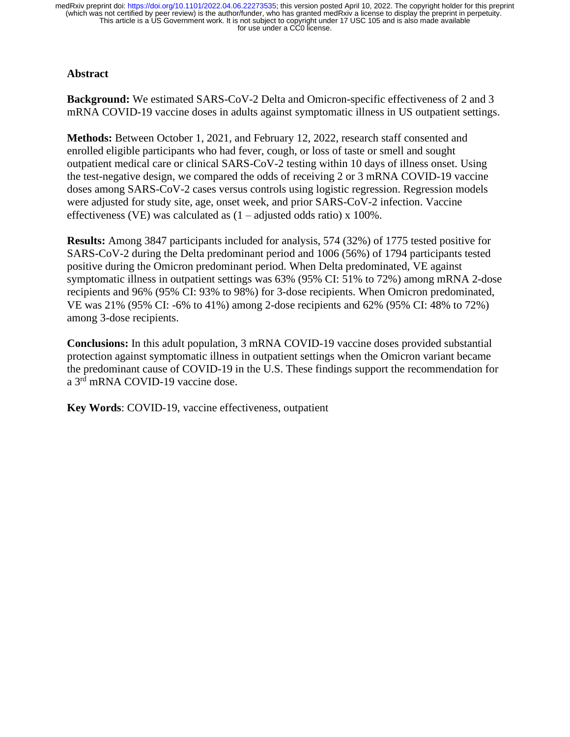## Abstract

**Background:** We estimated SARS-CoV-2 Delta and Omicron-specific effectiveness of 2 and 3 mRNA COVID-19 vaccine doses in adults against symptomatic illness in US outpatient settings.

**Methods:** Between October 1, 2021, and February 12, 2022, research staff consented and enrolled eligible participants who had fever, cough, or loss of taste or smell and sought outpatient medical care or clinical SARS-CoV-2 testing within 10 days of illness onset. Using the test-negative design, we compared the odds of receiving 2 or 3 mRNA COVID-19 vaccine doses among SARS-CoV-2 cases versus controls using logistic regression. Regression models were adjusted for study site, age, onset week, and prior SARS-CoV-2 infection. Vaccine effectiveness (VE) was calculated as (1 – adjusted odds ratio) x 100%.

**Results:** Among 3847 participants included for analysis, 574 (32%) of 1775 tested positive for SARS-CoV-2 during the Delta predominant period and 1006 (56%) of 1794 participants tested positive during the Omicron predominant period. When Delta predominated, VE against symptomatic illness in outpatient settings was 63% (95% CI: 51% to 72%) among mRNA 2-dose recipients and 96% (95% CI: 93% to 98%) for 3-dose recipients. When Omicron predominated, VE was 21% (95% CI: -6% to 41%) among 2-dose recipients and 62% (95% CI: 48% to 72%) among 3-dose recipients.

**Conclusions:** In this adult population, 3 mRNA COVID-19 vaccine doses provided substantial protection against symptomatic illness in outpatient settings when the Omicron variant became the predominant cause of COVID-19 in the U.S. These findings support the recommendation for a 3rd mRNA COVID-19 vaccine dose.

**Key Words**: COVID-19, vaccine effectiveness, outpatient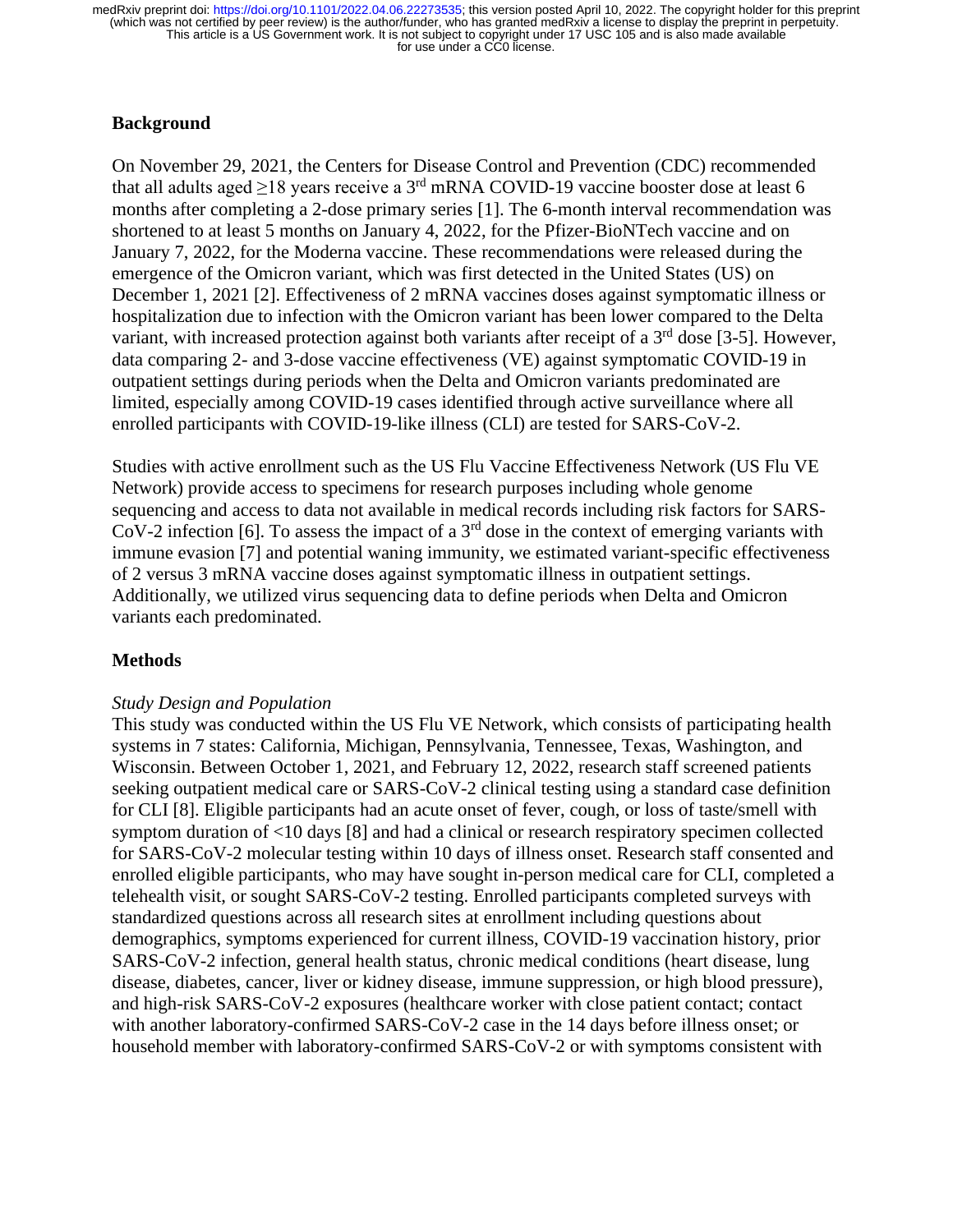## Background

On November 29, 2021, the Centers for Disease Control and Prevention (CDC) recommended that all adults aged ≥18 years receive a 3rd mRNA COVID-19 vaccine booster dose at least 6 months after completing a 2-dose primary series [1]. The 6-month interval recommendation was shortened to at least 5 months on January 4, 2022, for the Pfizer-BioNTech vaccine and on January 7, 2022, for the Moderna vaccine. These recommendations were released during the emergence of the Omicron variant, which was first detected in the United States (US) on December 1, 2021 [2]. Effectiveness of 2 mRNA vaccines doses against symptomatic illness or hospitalization due to infection with the Omicron variant has been lower compared to the Delta variant, with increased protection against both variants after receipt of a 3rd dose [3-5]. However, data comparing 2- and 3-dose vaccine effectiveness (VE) against symptomatic COVID-19 in outpatient settings during periods when the Delta and Omicron variants predominated are limited, especially among COVID-19 cases identified through active surveillance where all enrolled participants with COVID-19-like illness (CLI) are tested for SARS-CoV-2.

Studies with active enrollment such as the US Flu Vaccine Effectiveness Network (US Flu VE Network) provide access to specimens for research purposes including whole genome sequencing and access to data not available in medical records including risk factors for SARS-CoV-2 infection [6]. To assess the impact of a 3rd dose in the context of emerging variants with immune evasion [7] and potential waning immunity, we estimated variant-specific effectiveness of 2 versus 3 mRNA vaccine doses against symptomatic illness in outpatient settings. Additionally, we utilized virus sequencing data to define periods when Delta and Omicron variants each predominated.

## Methods

### *Study Design and Population*

This study was conducted within the US Flu VE Network, which consists of participating health systems in 7 states: California, Michigan, Pennsylvania, Tennessee, Texas, Washington, and Wisconsin. Between October 1, 2021, and February 12, 2022, research staff screened patients seeking outpatient medical care or SARS-CoV-2 clinical testing using a standard case definition for CLI [8]. Eligible participants had an acute onset of fever, cough, or loss of taste/smell with symptom duration of <10 days [8] and had a clinical or research respiratory specimen collected for SARS-CoV-2 molecular testing within 10 days of illness onset. Research staff consented and enrolled eligible participants, who may have sought in-person medical care for CLI, completed a telehealth visit, or sought SARS-CoV-2 testing. Enrolled participants completed surveys with standardized questions across all research sites at enrollment including questions about demographics, symptoms experienced for current illness, COVID-19 vaccination history, prior SARS-CoV-2 infection, general health status, chronic medical conditions (heart disease, lung disease, diabetes, cancer, liver or kidney disease, immune suppression, or high blood pressure), and high-risk SARS-CoV-2 exposures (healthcare worker with close patient contact; contact with another laboratory-confirmed SARS-CoV-2 case in the 14 days before illness onset; or household member with laboratory-confirmed SARS-CoV-2 or with symptoms consistent with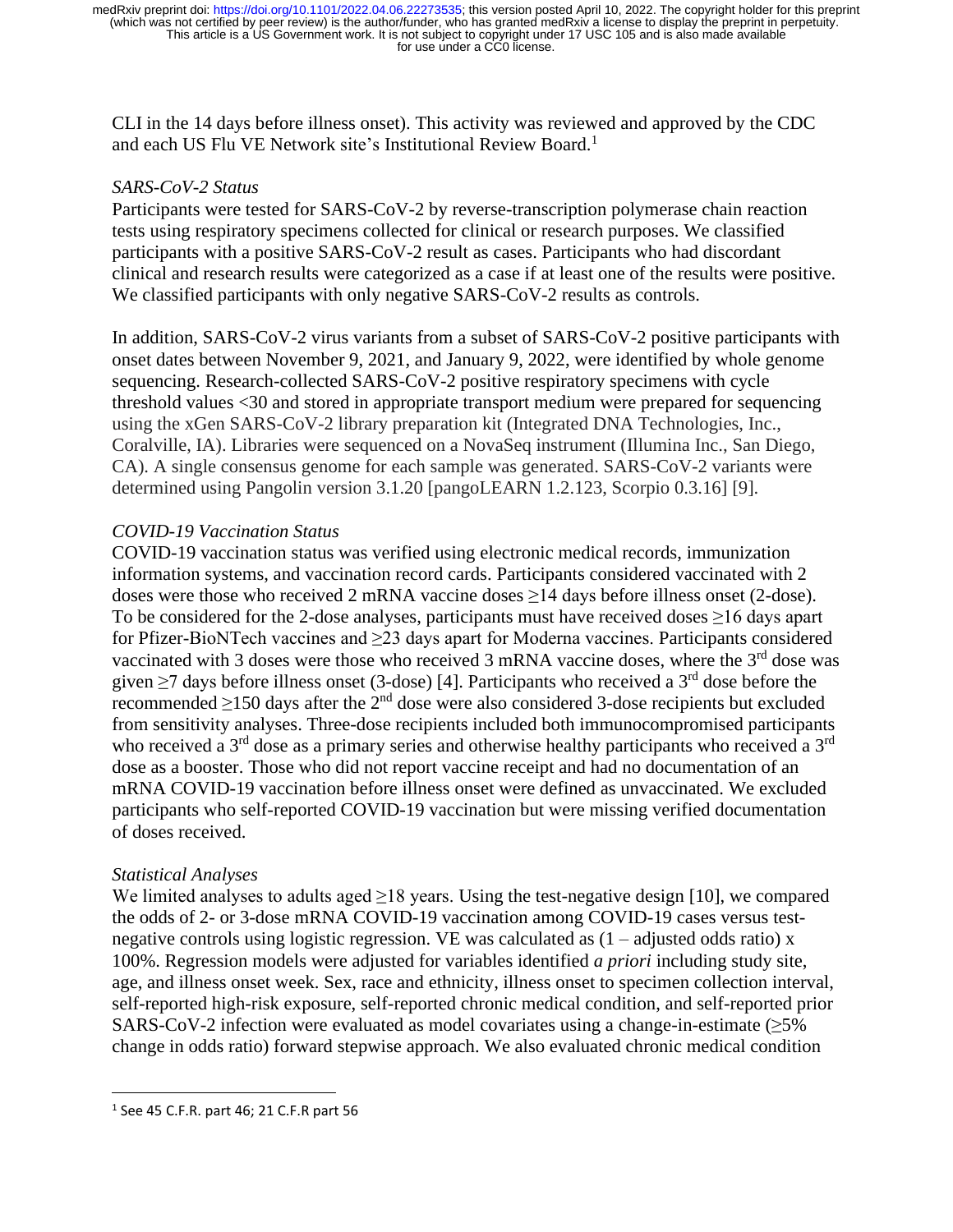CLI in the 14 days before illness onset). This activity was reviewed and approved by the CDC and each US Flu VE Network site's Institutional Review Board.[1]

*SARS-CoV-2 Status*

Participants were tested for SARS-CoV-2 by reverse-transcription polymerase chain reaction tests using respiratory specimens collected for clinical or research purposes. We classified participants with a positive SARS-CoV-2 result as cases. Participants who had discordant clinical and research results were categorized as a case if at least one of the results were positive. We classified participants with only negative SARS-CoV-2 results as controls.

In addition, SARS-CoV-2 virus variants from a subset of SARS-CoV-2 positive participants with onset dates between November 9, 2021, and January 9, 2022, were identified by whole genome sequencing. Research-collected SARS-CoV-2 positive respiratory specimens with cycle threshold values <30 and stored in appropriate transport medium were prepared for sequencing using the xGen SARS-CoV-2 library preparation kit (Integrated DNA Technologies, Inc., Coralville, IA). Libraries were sequenced on a NovaSeq instrument (Illumina Inc., San Diego, CA). A single consensus genome for each sample was generated. SARS-CoV-2 variants were determined using Pangolin version 3.1.20 [pangoLEARN 1.2.123, Scorpio 0.3.16] [9].

*COVID-19 Vaccination Status*

COVID-19 vaccination status was verified using electronic medical records, immunization information systems, and vaccination record cards. Participants considered vaccinated with 2 doses were those who received 2 mRNA vaccine doses ≥14 days before illness onset (2-dose). To be considered for the 2-dose analyses, participants must have received doses ≥16 days apart for Pfizer-BioNTech vaccines and ≥23 days apart for Moderna vaccines. Participants considered vaccinated with 3 doses were those who received 3 mRNA vaccine doses, where the 3rd dose was given ≥7 days before illness onset (3-dose) [4]. Participants who received a 3rd dose before the recommended ≥150 days after the 2nd dose were also considered 3-dose recipients but excluded from sensitivity analyses. Three-dose recipients included both immunocompromised participants who received a 3rd dose as a primary series and otherwise healthy participants who received a 3rd dose as a booster. Those who did not report vaccine receipt and had no documentation of an mRNA COVID-19 vaccination before illness onset were defined as unvaccinated. We excluded participants who self-reported COVID-19 vaccination but were missing verified documentation of doses received.

*Statistical Analyses*

We limited analyses to adults aged ≥18 years. Using the test-negative design [10], we compared the odds of 2- or 3-dose mRNA COVID-19 vaccination among COVID-19 cases versus test-negative controls using logistic regression. VE was calculated as (1 – adjusted odds ratio) x 100%. Regression models were adjusted for variables identified *a priori* including study site, age, and illness onset week. Sex, race and ethnicity, illness onset to specimen collection interval, self-reported high-risk exposure, self-reported chronic medical condition, and self-reported prior SARS-CoV-2 infection were evaluated as model covariates using a change-in-estimate (≥5% change in odds ratio) forward stepwise approach. We also evaluated chronic medical condition

---

[1] See 45 C.F.R. part 46; 21 C.F.R part 56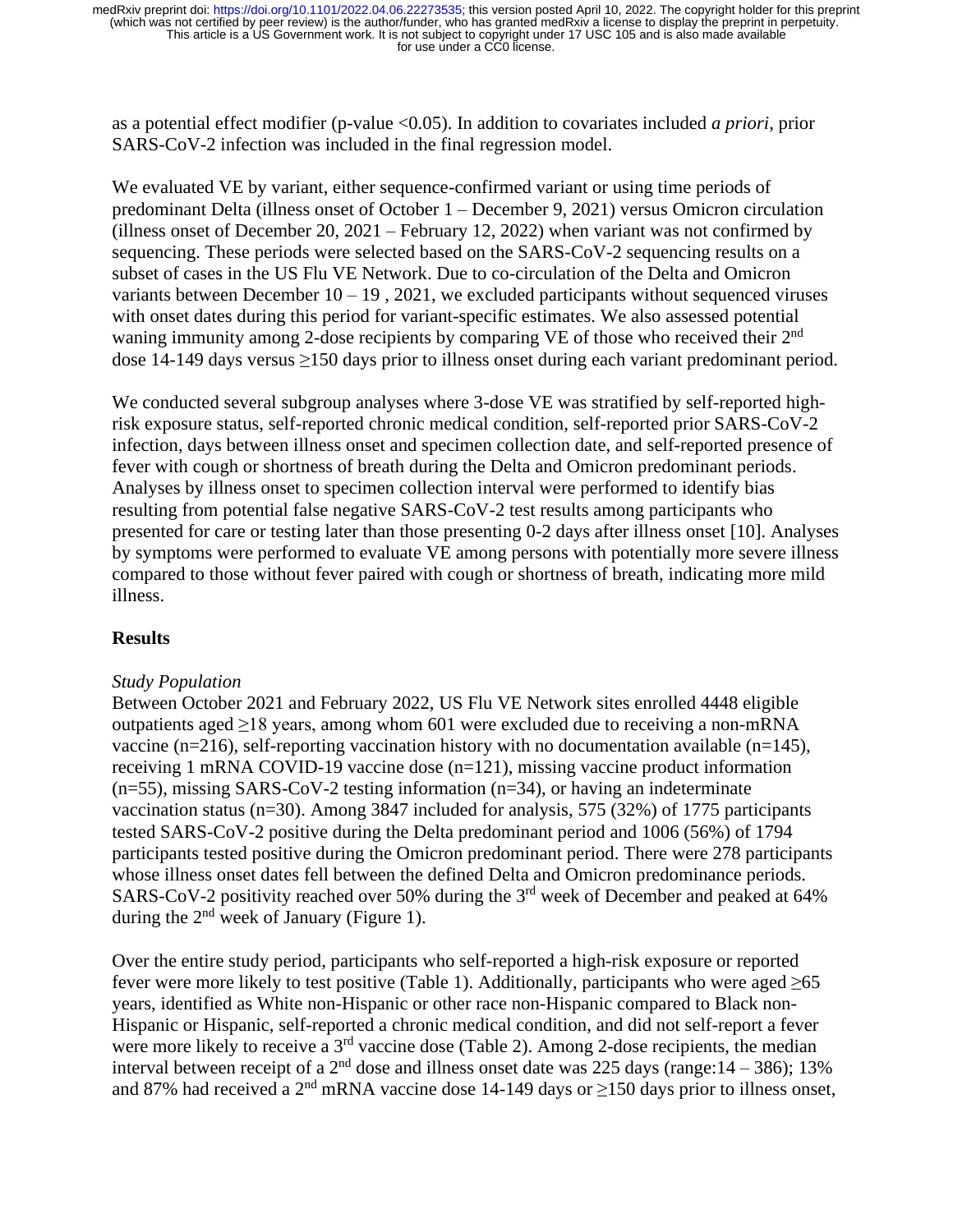as a potential effect modifier (p-value <0.05). In addition to covariates included *a priori*, prior SARS-CoV-2 infection was included in the final regression model.

We evaluated VE by variant, either sequence-confirmed variant or using time periods of predominant Delta (illness onset of October 1 – December 9, 2021) versus Omicron circulation (illness onset of December 20, 2021 – February 12, 2022) when variant was not confirmed by sequencing. These periods were selected based on the SARS-CoV-2 sequencing results on a subset of cases in the US Flu VE Network. Due to co-circulation of the Delta and Omicron variants between December 10 – 19 , 2021, we excluded participants without sequenced viruses with onset dates during this period for variant-specific estimates. We also assessed potential waning immunity among 2-dose recipients by comparing VE of those who received their 2nd dose 14-149 days versus ≥150 days prior to illness onset during each variant predominant period.

We conducted several subgroup analyses where 3-dose VE was stratified by self-reported high-risk exposure status, self-reported chronic medical condition, self-reported prior SARS-CoV-2 infection, days between illness onset and specimen collection date, and self-reported presence of fever with cough or shortness of breath during the Delta and Omicron predominant periods. Analyses by illness onset to specimen collection interval were performed to identify bias resulting from potential false negative SARS-CoV-2 test results among participants who presented for care or testing later than those presenting 0-2 days after illness onset [10]. Analyses by symptoms were performed to evaluate VE among persons with potentially more severe illness compared to those without fever paired with cough or shortness of breath, indicating more mild illness.

## Results

### *Study Population*

Between October 2021 and February 2022, US Flu VE Network sites enrolled 4448 eligible outpatients aged ≥18 years, among whom 601 were excluded due to receiving a non-mRNA vaccine (n=216), self-reporting vaccination history with no documentation available (n=145), receiving 1 mRNA COVID-19 vaccine dose (n=121), missing vaccine product information (n=55), missing SARS-CoV-2 testing information (n=34), or having an indeterminate vaccination status (n=30). Among 3847 included for analysis, 575 (32%) of 1775 participants tested SARS-CoV-2 positive during the Delta predominant period and 1006 (56%) of 1794 participants tested positive during the Omicron predominant period. There were 278 participants whose illness onset dates fell between the defined Delta and Omicron predominance periods. SARS-CoV-2 positivity reached over 50% during the 3rd week of December and peaked at 64% during the 2nd week of January (Figure 1).

Over the entire study period, participants who self-reported a high-risk exposure or reported fever were more likely to test positive (Table 1). Additionally, participants who were aged ≥65 years, identified as White non-Hispanic or other race non-Hispanic compared to Black non-Hispanic or Hispanic, self-reported a chronic medical condition, and did not self-report a fever were more likely to receive a 3rd vaccine dose (Table 2). Among 2-dose recipients, the median interval between receipt of a 2nd dose and illness onset date was 225 days (range:14 – 386); 13% and 87% had received a 2nd mRNA vaccine dose 14-149 days or ≥150 days prior to illness onset,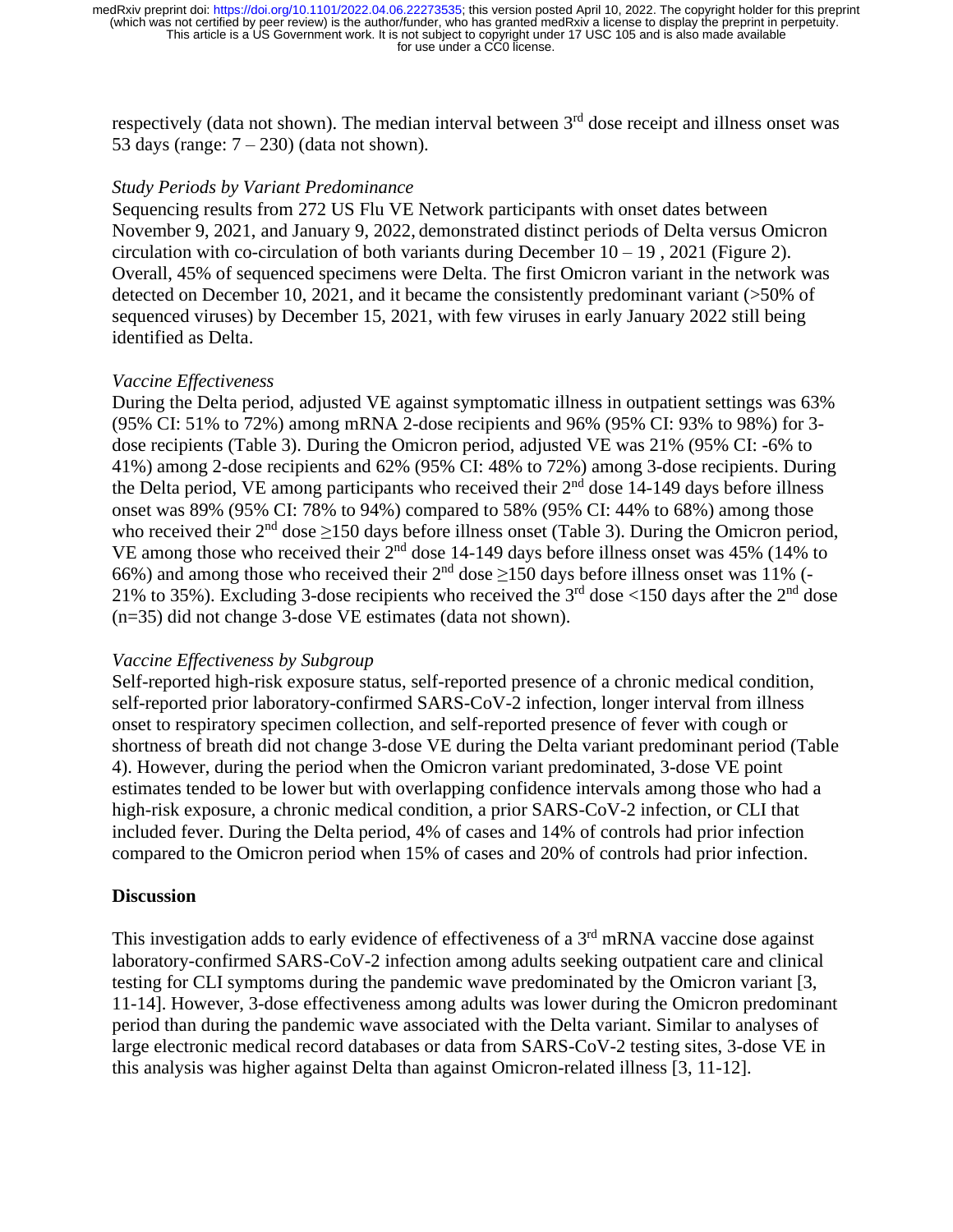respectively (data not shown). The median interval between 3rd dose receipt and illness onset was 53 days (range: 7 – 230) (data not shown).

### *Study Periods by Variant Predominance*

Sequencing results from 272 US Flu VE Network participants with onset dates between November 9, 2021, and January 9, 2022, demonstrated distinct periods of Delta versus Omicron circulation with co-circulation of both variants during December 10 – 19 , 2021 (Figure 2). Overall, 45% of sequenced specimens were Delta. The first Omicron variant in the network was detected on December 10, 2021, and it became the consistently predominant variant (>50% of sequenced viruses) by December 15, 2021, with few viruses in early January 2022 still being identified as Delta.

### *Vaccine Effectiveness*

During the Delta period, adjusted VE against symptomatic illness in outpatient settings was 63% (95% CI: 51% to 72%) among mRNA 2-dose recipients and 96% (95% CI: 93% to 98%) for 3-dose recipients (Table 3). During the Omicron period, adjusted VE was 21% (95% CI: -6% to 41%) among 2-dose recipients and 62% (95% CI: 48% to 72%) among 3-dose recipients. During the Delta period, VE among participants who received their 2nd dose 14-149 days before illness onset was 89% (95% CI: 78% to 94%) compared to 58% (95% CI: 44% to 68%) among those who received their 2nd dose ≥150 days before illness onset (Table 3). During the Omicron period, VE among those who received their 2nd dose 14-149 days before illness onset was 45% (14% to 66%) and among those who received their 2nd dose ≥150 days before illness onset was 11% (-21% to 35%). Excluding 3-dose recipients who received the 3rd dose <150 days after the 2nd dose (n=35) did not change 3-dose VE estimates (data not shown).

### *Vaccine Effectiveness by Subgroup*

Self-reported high-risk exposure status, self-reported presence of a chronic medical condition, self-reported prior laboratory-confirmed SARS-CoV-2 infection, longer interval from illness onset to respiratory specimen collection, and self-reported presence of fever with cough or shortness of breath did not change 3-dose VE during the Delta variant predominant period (Table 4). However, during the period when the Omicron variant predominated, 3-dose VE point estimates tended to be lower but with overlapping confidence intervals among those who had a high-risk exposure, a chronic medical condition, a prior SARS-CoV-2 infection, or CLI that included fever. During the Delta period, 4% of cases and 14% of controls had prior infection compared to the Omicron period when 15% of cases and 20% of controls had prior infection.

## **Discussion**

This investigation adds to early evidence of effectiveness of a 3rd mRNA vaccine dose against laboratory-confirmed SARS-CoV-2 infection among adults seeking outpatient care and clinical testing for CLI symptoms during the pandemic wave predominated by the Omicron variant [3, 11-14]. However, 3-dose effectiveness among adults was lower during the Omicron predominant period than during the pandemic wave associated with the Delta variant. Similar to analyses of large electronic medical record databases or data from SARS-CoV-2 testing sites, 3-dose VE in this analysis was higher against Delta than against Omicron-related illness [3, 11-12].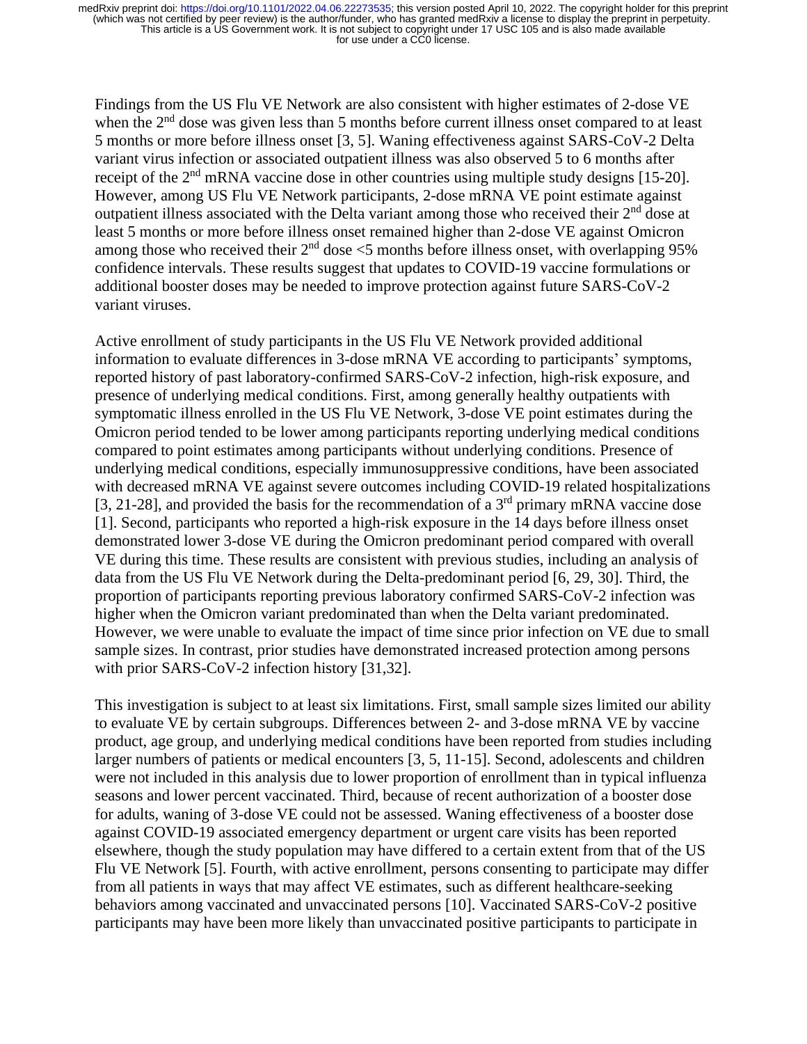Findings from the US Flu VE Network are also consistent with higher estimates of 2-dose VE when the 2nd dose was given less than 5 months before current illness onset compared to at least 5 months or more before illness onset [3, 5]. Waning effectiveness against SARS-CoV-2 Delta variant virus infection or associated outpatient illness was also observed 5 to 6 months after receipt of the 2nd mRNA vaccine dose in other countries using multiple study designs [15-20]. However, among US Flu VE Network participants, 2-dose mRNA VE point estimate against outpatient illness associated with the Delta variant among those who received their 2nd dose at least 5 months or more before illness onset remained higher than 2-dose VE against Omicron among those who received their 2nd dose <5 months before illness onset, with overlapping 95% confidence intervals. These results suggest that updates to COVID-19 vaccine formulations or additional booster doses may be needed to improve protection against future SARS-CoV-2 variant viruses.

Active enrollment of study participants in the US Flu VE Network provided additional information to evaluate differences in 3-dose mRNA VE according to participants' symptoms, reported history of past laboratory-confirmed SARS-CoV-2 infection, high-risk exposure, and presence of underlying medical conditions. First, among generally healthy outpatients with symptomatic illness enrolled in the US Flu VE Network, 3-dose VE point estimates during the Omicron period tended to be lower among participants reporting underlying medical conditions compared to point estimates among participants without underlying conditions. Presence of underlying medical conditions, especially immunosuppressive conditions, have been associated with decreased mRNA VE against severe outcomes including COVID-19 related hospitalizations [3, 21-28], and provided the basis for the recommendation of a 3rd primary mRNA vaccine dose [1]. Second, participants who reported a high-risk exposure in the 14 days before illness onset demonstrated lower 3-dose VE during the Omicron predominant period compared with overall VE during this time. These results are consistent with previous studies, including an analysis of data from the US Flu VE Network during the Delta-predominant period [6, 29, 30]. Third, the proportion of participants reporting previous laboratory confirmed SARS-CoV-2 infection was higher when the Omicron variant predominated than when the Delta variant predominated. However, we were unable to evaluate the impact of time since prior infection on VE due to small sample sizes. In contrast, prior studies have demonstrated increased protection among persons with prior SARS-CoV-2 infection history [31,32].

This investigation is subject to at least six limitations. First, small sample sizes limited our ability to evaluate VE by certain subgroups. Differences between 2- and 3-dose mRNA VE by vaccine product, age group, and underlying medical conditions have been reported from studies including larger numbers of patients or medical encounters [3, 5, 11-15]. Second, adolescents and children were not included in this analysis due to lower proportion of enrollment than in typical influenza seasons and lower percent vaccinated. Third, because of recent authorization of a booster dose for adults, waning of 3-dose VE could not be assessed. Waning effectiveness of a booster dose against COVID-19 associated emergency department or urgent care visits has been reported elsewhere, though the study population may have differed to a certain extent from that of the US Flu VE Network [5]. Fourth, with active enrollment, persons consenting to participate may differ from all patients in ways that may affect VE estimates, such as different healthcare-seeking behaviors among vaccinated and unvaccinated persons [10]. Vaccinated SARS-CoV-2 positive participants may have been more likely than unvaccinated positive participants to participate in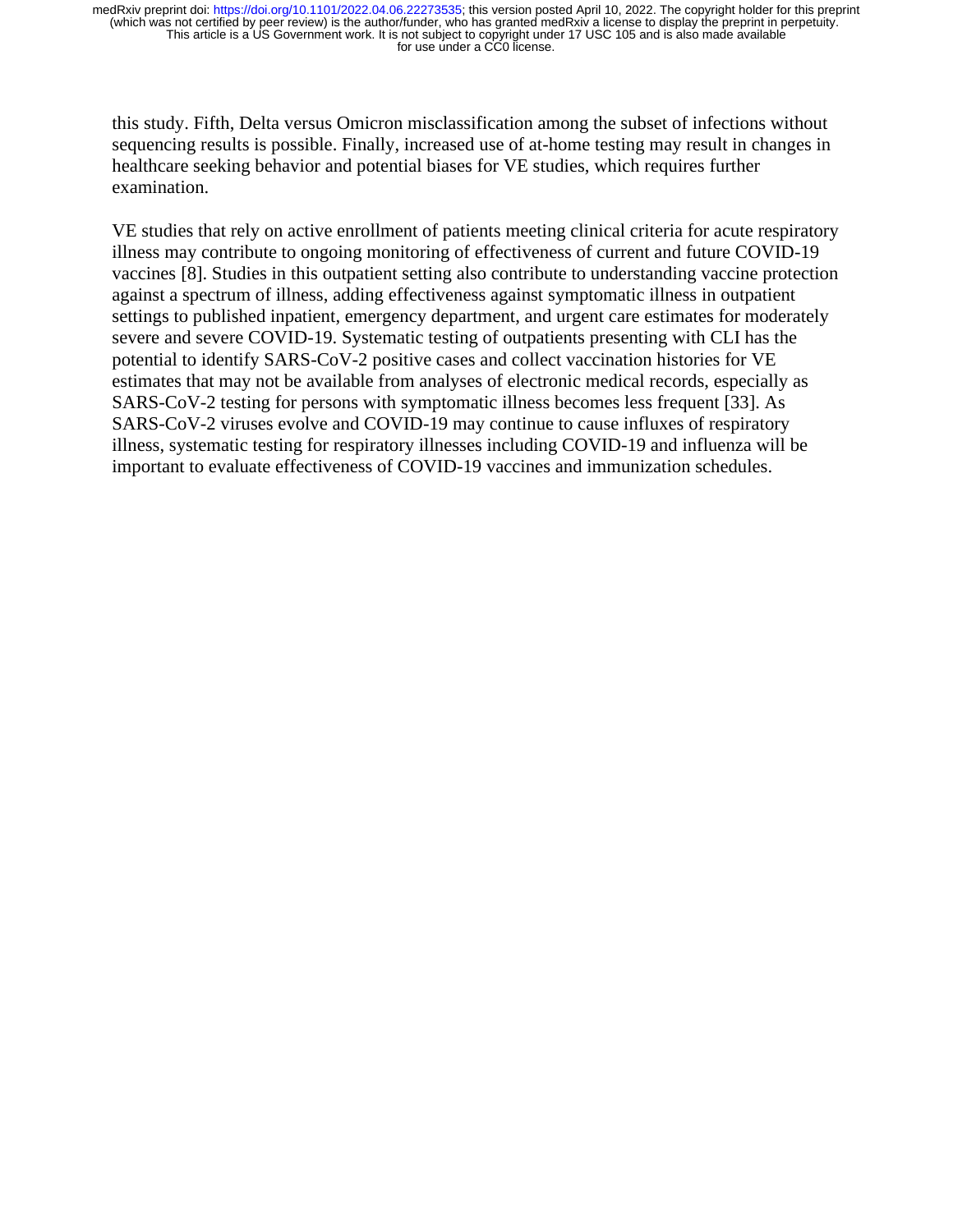this study. Fifth, Delta versus Omicron misclassification among the subset of infections without sequencing results is possible. Finally, increased use of at-home testing may result in changes in healthcare seeking behavior and potential biases for VE studies, which requires further examination.

VE studies that rely on active enrollment of patients meeting clinical criteria for acute respiratory illness may contribute to ongoing monitoring of effectiveness of current and future COVID-19 vaccines [8]. Studies in this outpatient setting also contribute to understanding vaccine protection against a spectrum of illness, adding effectiveness against symptomatic illness in outpatient settings to published inpatient, emergency department, and urgent care estimates for moderately severe and severe COVID-19. Systematic testing of outpatients presenting with CLI has the potential to identify SARS-CoV-2 positive cases and collect vaccination histories for VE estimates that may not be available from analyses of electronic medical records, especially as SARS-CoV-2 testing for persons with symptomatic illness becomes less frequent [33]. As SARS-CoV-2 viruses evolve and COVID-19 may continue to cause influxes of respiratory illness, systematic testing for respiratory illnesses including COVID-19 and influenza will be important to evaluate effectiveness of COVID-19 vaccines and immunization schedules.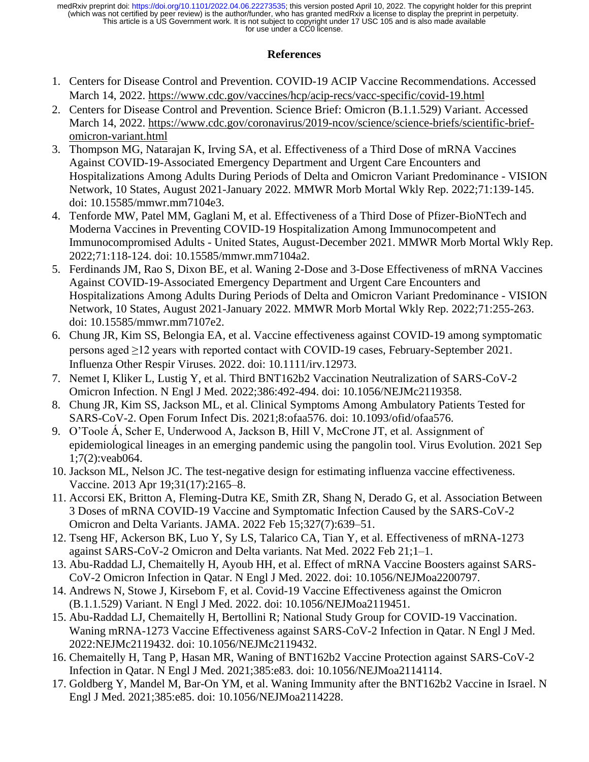## References

1. Centers for Disease Control and Prevention. COVID-19 ACIP Vaccine Recommendations. Accessed March 14, 2022. https://www.cdc.gov/vaccines/hcp/acip-recs/vacc-specific/covid-19.html
2. Centers for Disease Control and Prevention. Science Brief: Omicron (B.1.1.529) Variant. Accessed March 14, 2022. https://www.cdc.gov/coronavirus/2019-ncov/science/science-briefs/scientific-brief-omicron-variant.html
3. Thompson MG, Natarajan K, Irving SA, et al. Effectiveness of a Third Dose of mRNA Vaccines Against COVID-19-Associated Emergency Department and Urgent Care Encounters and Hospitalizations Among Adults During Periods of Delta and Omicron Variant Predominance - VISION Network, 10 States, August 2021-January 2022. MMWR Morb Mortal Wkly Rep. 2022;71:139-145. doi: 10.15585/mmwr.mm7104e3.
4. Tenforde MW, Patel MM, Gaglani M, et al. Effectiveness of a Third Dose of Pfizer-BioNTech and Moderna Vaccines in Preventing COVID-19 Hospitalization Among Immunocompetent and Immunocompromised Adults - United States, August-December 2021. MMWR Morb Mortal Wkly Rep. 2022;71:118-124. doi: 10.15585/mmwr.mm7104a2.
5. Ferdinands JM, Rao S, Dixon BE, et al. Waning 2-Dose and 3-Dose Effectiveness of mRNA Vaccines Against COVID-19-Associated Emergency Department and Urgent Care Encounters and Hospitalizations Among Adults During Periods of Delta and Omicron Variant Predominance - VISION Network, 10 States, August 2021-January 2022. MMWR Morb Mortal Wkly Rep. 2022;71:255-263. doi: 10.15585/mmwr.mm7107e2.
6. Chung JR, Kim SS, Belongia EA, et al. Vaccine effectiveness against COVID-19 among symptomatic persons aged ≥12 years with reported contact with COVID-19 cases, February-September 2021. Influenza Other Respir Viruses. 2022. doi: 10.1111/irv.12973.
7. Nemet I, Kliker L, Lustig Y, et al. Third BNT162b2 Vaccination Neutralization of SARS-CoV-2 Omicron Infection. N Engl J Med. 2022;386:492-494. doi: 10.1056/NEJMc2119358.
8. Chung JR, Kim SS, Jackson ML, et al. Clinical Symptoms Among Ambulatory Patients Tested for SARS-CoV-2. Open Forum Infect Dis. 2021;8:ofaa576. doi: 10.1093/ofid/ofaa576.
9. O'Toole Á, Scher E, Underwood A, Jackson B, Hill V, McCrone JT, et al. Assignment of epidemiological lineages in an emerging pandemic using the pangolin tool. Virus Evolution. 2021 Sep 1;7(2):veab064.
10. Jackson ML, Nelson JC. The test-negative design for estimating influenza vaccine effectiveness. Vaccine. 2013 Apr 19;31(17):2165–8.
11. Accorsi EK, Britton A, Fleming-Dutra KE, Smith ZR, Shang N, Derado G, et al. Association Between 3 Doses of mRNA COVID-19 Vaccine and Symptomatic Infection Caused by the SARS-CoV-2 Omicron and Delta Variants. JAMA. 2022 Feb 15;327(7):639–51.
12. Tseng HF, Ackerson BK, Luo Y, Sy LS, Talarico CA, Tian Y, et al. Effectiveness of mRNA-1273 against SARS-CoV-2 Omicron and Delta variants. Nat Med. 2022 Feb 21;1–1.
13. Abu-Raddad LJ, Chemaitelly H, Ayoub HH, et al. Effect of mRNA Vaccine Boosters against SARS-CoV-2 Omicron Infection in Qatar. N Engl J Med. 2022. doi: 10.1056/NEJMoa2200797.
14. Andrews N, Stowe J, Kirsebom F, et al. Covid-19 Vaccine Effectiveness against the Omicron (B.1.1.529) Variant. N Engl J Med. 2022. doi: 10.1056/NEJMoa2119451.
15. Abu-Raddad LJ, Chemaitelly H, Bertollini R; National Study Group for COVID-19 Vaccination. Waning mRNA-1273 Vaccine Effectiveness against SARS-CoV-2 Infection in Qatar. N Engl J Med. 2022:NEJMc2119432. doi: 10.1056/NEJMc2119432.
16. Chemaitelly H, Tang P, Hasan MR, Waning of BNT162b2 Vaccine Protection against SARS-CoV-2 Infection in Qatar. N Engl J Med. 2021;385:e83. doi: 10.1056/NEJMoa2114114.
17. Goldberg Y, Mandel M, Bar-On YM, et al. Waning Immunity after the BNT162b2 Vaccine in Israel. N Engl J Med. 2021;385:e85. doi: 10.1056/NEJMoa2114228.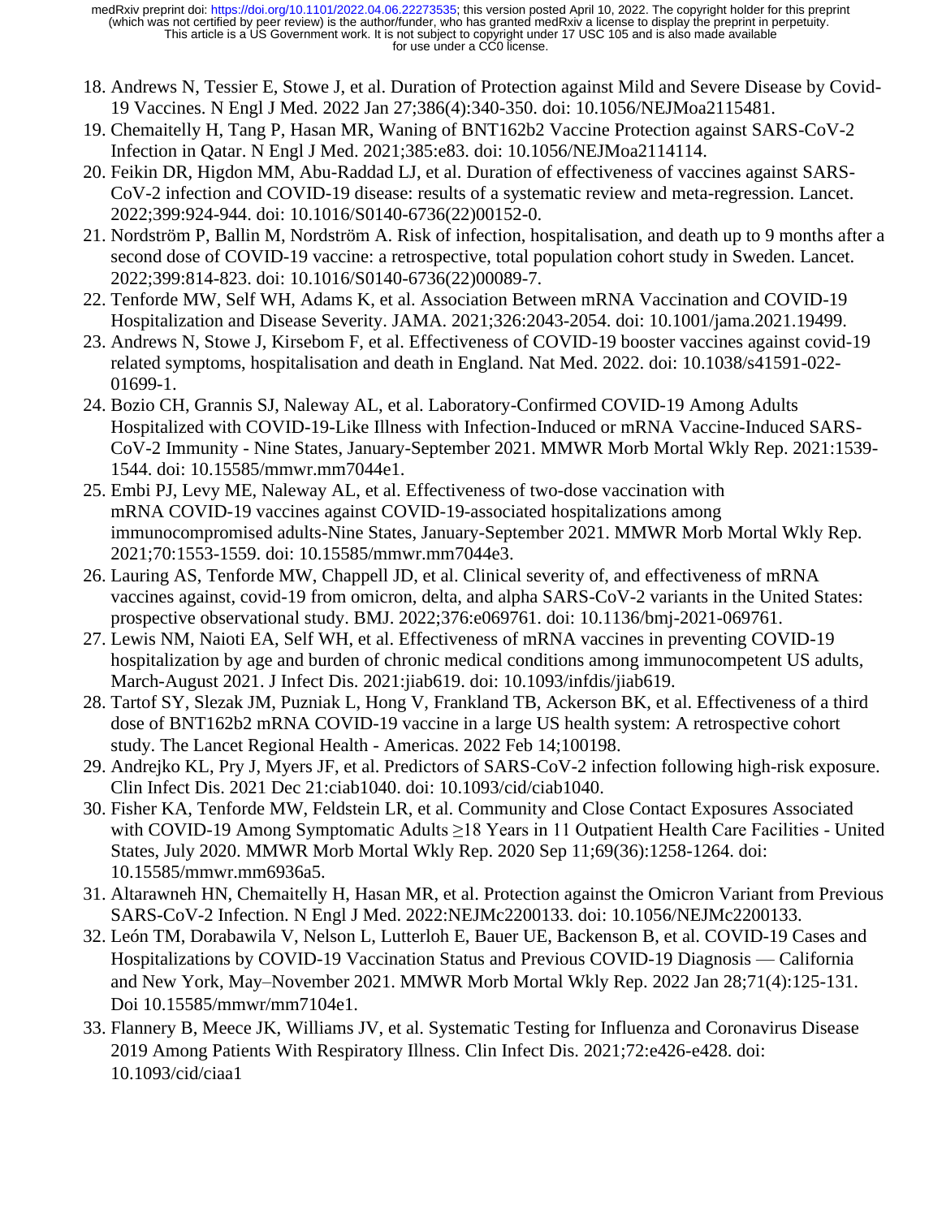18. Andrews N, Tessier E, Stowe J, et al. Duration of Protection against Mild and Severe Disease by Covid-19 Vaccines. N Engl J Med. 2022 Jan 27;386(4):340-350. doi: 10.1056/NEJMoa2115481.
19. Chemaitelly H, Tang P, Hasan MR, Waning of BNT162b2 Vaccine Protection against SARS-CoV-2 Infection in Qatar. N Engl J Med. 2021;385:e83. doi: 10.1056/NEJMoa2114114.
20. Feikin DR, Higdon MM, Abu-Raddad LJ, et al. Duration of effectiveness of vaccines against SARS-CoV-2 infection and COVID-19 disease: results of a systematic review and meta-regression. Lancet. 2022;399:924-944. doi: 10.1016/S0140-6736(22)00152-0.
21. Nordström P, Ballin M, Nordström A. Risk of infection, hospitalisation, and death up to 9 months after a second dose of COVID-19 vaccine: a retrospective, total population cohort study in Sweden. Lancet. 2022;399:814-823. doi: 10.1016/S0140-6736(22)00089-7.
22. Tenforde MW, Self WH, Adams K, et al. Association Between mRNA Vaccination and COVID-19 Hospitalization and Disease Severity. JAMA. 2021;326:2043-2054. doi: 10.1001/jama.2021.19499.
23. Andrews N, Stowe J, Kirsebom F, et al. Effectiveness of COVID-19 booster vaccines against covid-19 related symptoms, hospitalisation and death in England. Nat Med. 2022. doi: 10.1038/s41591-022-01699-1.
24. Bozio CH, Grannis SJ, Naleway AL, et al. Laboratory-Confirmed COVID-19 Among Adults Hospitalized with COVID-19-Like Illness with Infection-Induced or mRNA Vaccine-Induced SARS-CoV-2 Immunity - Nine States, January-September 2021. MMWR Morb Mortal Wkly Rep. 2021:1539-1544. doi: 10.15585/mmwr.mm7044e1.
25. Embi PJ, Levy ME, Naleway AL, et al. Effectiveness of two-dose vaccination with mRNA COVID-19 vaccines against COVID-19-associated hospitalizations among immunocompromised adults-Nine States, January-September 2021. MMWR Morb Mortal Wkly Rep. 2021;70:1553-1559. doi: 10.15585/mmwr.mm7044e3.
26. Lauring AS, Tenforde MW, Chappell JD, et al. Clinical severity of, and effectiveness of mRNA vaccines against, covid-19 from omicron, delta, and alpha SARS-CoV-2 variants in the United States: prospective observational study. BMJ. 2022;376:e069761. doi: 10.1136/bmj-2021-069761.
27. Lewis NM, Naioti EA, Self WH, et al. Effectiveness of mRNA vaccines in preventing COVID-19 hospitalization by age and burden of chronic medical conditions among immunocompetent US adults, March-August 2021. J Infect Dis. 2021:jiab619. doi: 10.1093/infdis/jiab619.
28. Tartof SY, Slezak JM, Puzniak L, Hong V, Frankland TB, Ackerson BK, et al. Effectiveness of a third dose of BNT162b2 mRNA COVID-19 vaccine in a large US health system: A retrospective cohort study. The Lancet Regional Health - Americas. 2022 Feb 14;100198.
29. Andrejko KL, Pry J, Myers JF, et al. Predictors of SARS-CoV-2 infection following high-risk exposure. Clin Infect Dis. 2021 Dec 21:ciab1040. doi: 10.1093/cid/ciab1040.
30. Fisher KA, Tenforde MW, Feldstein LR, et al. Community and Close Contact Exposures Associated with COVID-19 Among Symptomatic Adults ≥18 Years in 11 Outpatient Health Care Facilities - United States, July 2020. MMWR Morb Mortal Wkly Rep. 2020 Sep 11;69(36):1258-1264. doi: 10.15585/mmwr.mm6936a5.
31. Altarawneh HN, Chemaitelly H, Hasan MR, et al. Protection against the Omicron Variant from Previous SARS-CoV-2 Infection. N Engl J Med. 2022:NEJMc2200133. doi: 10.1056/NEJMc2200133.
32. León TM, Dorabawila V, Nelson L, Lutterloh E, Bauer UE, Backenson B, et al. COVID-19 Cases and Hospitalizations by COVID-19 Vaccination Status and Previous COVID-19 Diagnosis — California and New York, May–November 2021. MMWR Morb Mortal Wkly Rep. 2022 Jan 28;71(4):125-131. Doi 10.15585/mmwr/mm7104e1.
33. Flannery B, Meece JK, Williams JV, et al. Systematic Testing for Influenza and Coronavirus Disease 2019 Among Patients With Respiratory Illness. Clin Infect Dis. 2021;72:e426-e428. doi: 10.1093/cid/ciaa1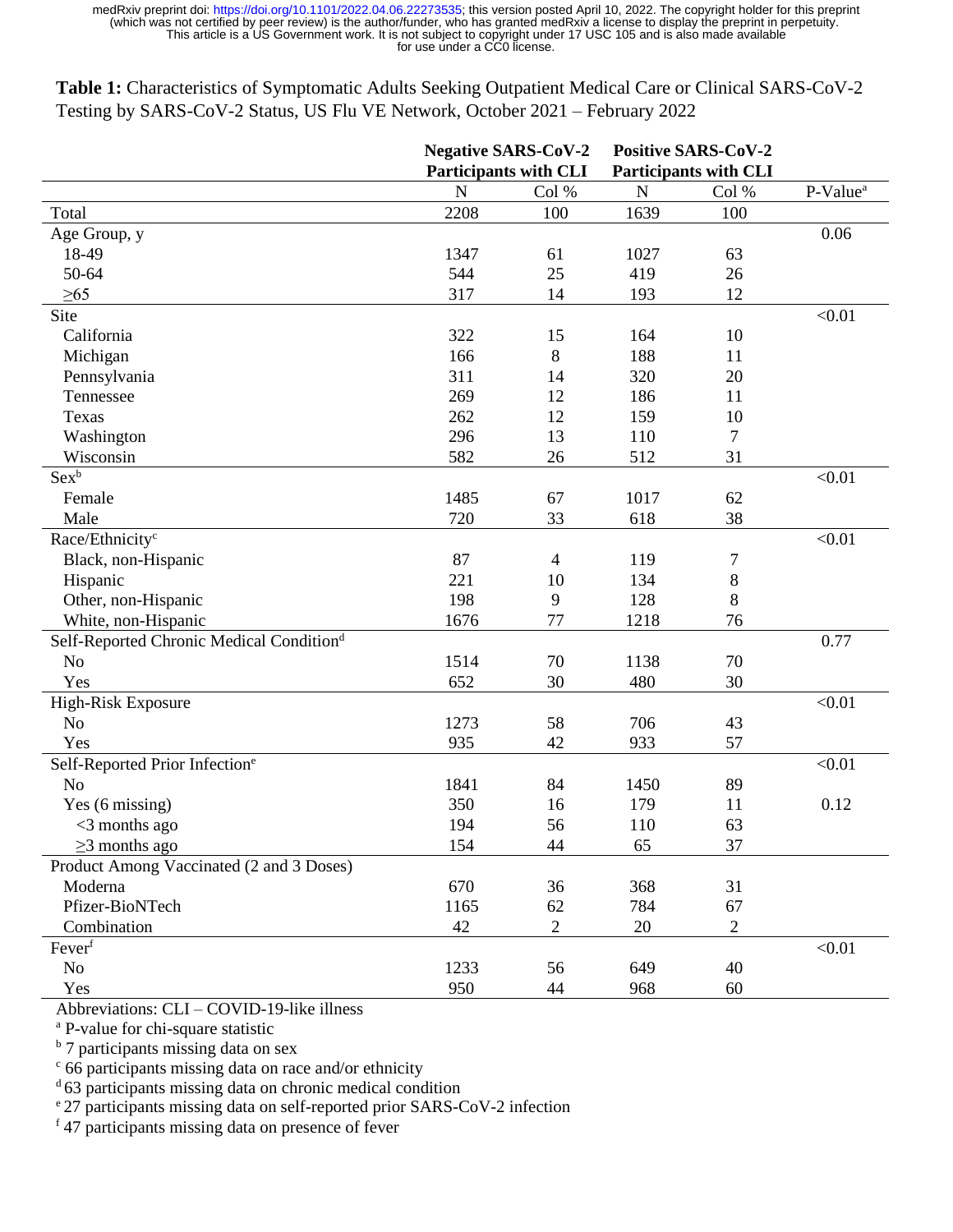**Table 1:** Characteristics of Symptomatic Adults Seeking Outpatient Medical Care or Clinical SARS-CoV-2 Testing by SARS-CoV-2 Status, US Flu VE Network, October 2021 – February 2022

| | Negative SARS-CoV-2 Participants with CLI | | Positive SARS-CoV-2 Participants with CLI | | |
|---|---|---|---|---|---|
| | N | Col % | N | Col % | P-Value[a] |
| Total | 2208 | 100 | 1639 | 100 | |
| Age Group, y | | | | | 0.06 |
| 18-49 | 1347 | 61 | 1027 | 63 | |
| 50-64 | 544 | 25 | 419 | 26 | |
| ≥65 | 317 | 14 | 193 | 12 | |
| Site | | | | | <0.01 |
| California | 322 | 15 | 164 | 10 | |
| Michigan | 166 | 8 | 188 | 11 | |
| Pennsylvania | 311 | 14 | 320 | 20 | |
| Tennessee | 269 | 12 | 186 | 11 | |
| Texas | 262 | 12 | 159 | 10 | |
| Washington | 296 | 13 | 110 | 7 | |
| Wisconsin | 582 | 26 | 512 | 31 | |
| Sex[b] | | | | | <0.01 |
| Female | 1485 | 67 | 1017 | 62 | |
| Male | 720 | 33 | 618 | 38 | |
| Race/Ethnicity[c] | | | | | <0.01 |
| Black, non-Hispanic | 87 | 4 | 119 | 7 | |
| Hispanic | 221 | 10 | 134 | 8 | |
| Other, non-Hispanic | 198 | 9 | 128 | 8 | |
| White, non-Hispanic | 1676 | 77 | 1218 | 76 | |
| Self-Reported Chronic Medical Condition[d] | | | | | 0.77 |
| No | 1514 | 70 | 1138 | 70 | |
| Yes | 652 | 30 | 480 | 30 | |
| High-Risk Exposure | | | | | <0.01 |
| No | 1273 | 58 | 706 | 43 | |
| Yes | 935 | 42 | 933 | 57 | |
| Self-Reported Prior Infection[e] | | | | | <0.01 |
| No | 1841 | 84 | 1450 | 89 | |
| Yes (6 missing) | 350 | 16 | 179 | 11 | 0.12 |
| <3 months ago | 194 | 56 | 110 | 63 | |
| ≥3 months ago | 154 | 44 | 65 | 37 | |
| Product Among Vaccinated (2 and 3 Doses) | | | | | |
| Moderna | 670 | 36 | 368 | 31 | |
| Pfizer-BioNTech | 1165 | 62 | 784 | 67 | |
| Combination | 42 | 2 | 20 | 2 | |
| Fever[f] | | | | | <0.01 |
| No | 1233 | 56 | 649 | 40 | |
| Yes | 950 | 44 | 968 | 60 | |

Abbreviations: CLI – COVID-19-like illness

[a] P-value for chi-square statistic

[b] 7 participants missing data on sex

[c] 66 participants missing data on race and/or ethnicity

[d] 63 participants missing data on chronic medical condition

[e] 27 participants missing data on self-reported prior SARS-CoV-2 infection

[f] 47 participants missing data on presence of fever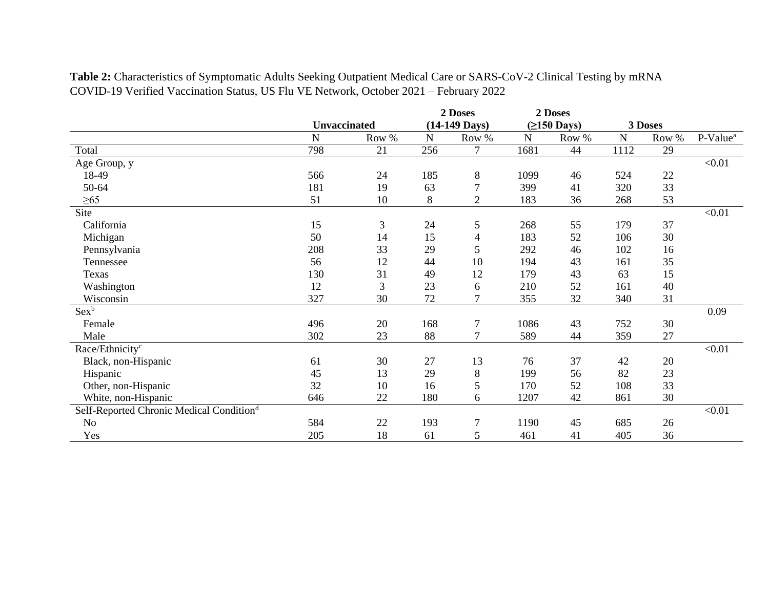**Table 2:** Characteristics of Symptomatic Adults Seeking Outpatient Medical Care or SARS-CoV-2 Clinical Testing by mRNA COVID-19 Verified Vaccination Status, US Flu VE Network, October 2021 – February 2022

| | **Unvaccinated** | | **2 Doses (14-149 Days)** | | **2 Doses (≥150 Days)** | | **3 Doses** | | |
|---|---|---|---|---|---|---|---|---|---|
| | N | Row % | N | Row % | N | Row % | N | Row % | P-Value[a] |
| Total | 798 | 21 | 256 | 7 | 1681 | 44 | 1112 | 29 | |
| Age Group, y | | | | | | | | | <0.01 |
| 18-49 | 566 | 24 | 185 | 8 | 1099 | 46 | 524 | 22 | |
| 50-64 | 181 | 19 | 63 | 7 | 399 | 41 | 320 | 33 | |
| ≥65 | 51 | 10 | 8 | 2 | 183 | 36 | 268 | 53 | |
| Site | | | | | | | | | <0.01 |
| California | 15 | 3 | 24 | 5 | 268 | 55 | 179 | 37 | |
| Michigan | 50 | 14 | 15 | 4 | 183 | 52 | 106 | 30 | |
| Pennsylvania | 208 | 33 | 29 | 5 | 292 | 46 | 102 | 16 | |
| Tennessee | 56 | 12 | 44 | 10 | 194 | 43 | 161 | 35 | |
| Texas | 130 | 31 | 49 | 12 | 179 | 43 | 63 | 15 | |
| Washington | 12 | 3 | 23 | 6 | 210 | 52 | 161 | 40 | |
| Wisconsin | 327 | 30 | 72 | 7 | 355 | 32 | 340 | 31 | |
| Sex[b] | | | | | | | | | 0.09 |
| Female | 496 | 20 | 168 | 7 | 1086 | 43 | 752 | 30 | |
| Male | 302 | 23 | 88 | 7 | 589 | 44 | 359 | 27 | |
| Race/Ethnicity[c] | | | | | | | | | <0.01 |
| Black, non-Hispanic | 61 | 30 | 27 | 13 | 76 | 37 | 42 | 20 | |
| Hispanic | 45 | 13 | 29 | 8 | 199 | 56 | 82 | 23 | |
| Other, non-Hispanic | 32 | 10 | 16 | 5 | 170 | 52 | 108 | 33 | |
| White, non-Hispanic | 646 | 22 | 180 | 6 | 1207 | 42 | 861 | 30 | |
| Self-Reported Chronic Medical Condition[d] | | | | | | | | | <0.01 |
| No | 584 | 22 | 193 | 7 | 1190 | 45 | 685 | 26 | |
| Yes | 205 | 18 | 61 | 5 | 461 | 41 | 405 | 36 | |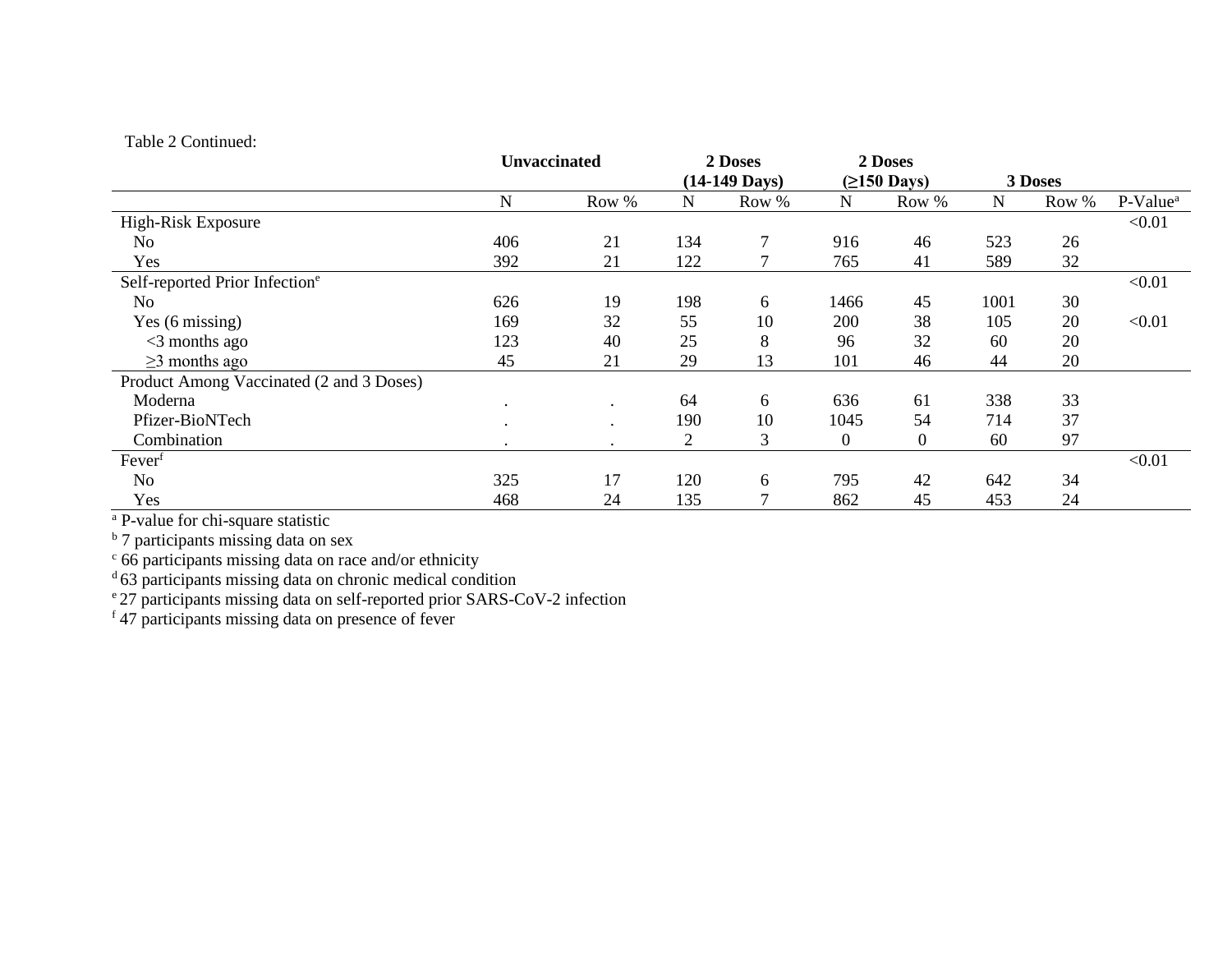Table 2 Continued:

| | Unvaccinated | | 2 Doses (14-149 Days) | | 2 Doses (≥150 Days) | | 3 Doses | | |
|---|---|---|---|---|---|---|---|---|---|
| | N | Row % | N | Row % | N | Row % | N | Row % | P-Value[a] |
| High-Risk Exposure | | | | | | | | | <0.01 |
| No | 406 | 21 | 134 | 7 | 916 | 46 | 523 | 26 | |
| Yes | 392 | 21 | 122 | 7 | 765 | 41 | 589 | 32 | |
| Self-reported Prior Infection[e] | | | | | | | | | <0.01 |
| No | 626 | 19 | 198 | 6 | 1466 | 45 | 1001 | 30 | |
| Yes (6 missing) | 169 | 32 | 55 | 10 | 200 | 38 | 105 | 20 | <0.01 |
| <3 months ago | 123 | 40 | 25 | 8 | 96 | 32 | 60 | 20 | |
| ≥3 months ago | 45 | 21 | 29 | 13 | 101 | 46 | 44 | 20 | |
| Product Among Vaccinated (2 and 3 Doses) | | | | | | | | | |
| Moderna | . | . | 64 | 6 | 636 | 61 | 338 | 33 | |
| Pfizer-BioNTech | . | . | 190 | 10 | 1045 | 54 | 714 | 37 | |
| Combination | . | . | 2 | 3 | 0 | 0 | 60 | 97 | |
| Fever[f] | | | | | | | | | <0.01 |
| No | 325 | 17 | 120 | 6 | 795 | 42 | 642 | 34 | |
| Yes | 468 | 24 | 135 | 7 | 862 | 45 | 453 | 24 | |

[a] P-value for chi-square statistic
[b] 7 participants missing data on sex
[c] 66 participants missing data on race and/or ethnicity
[d] 63 participants missing data on chronic medical condition
[e] 27 participants missing data on self-reported prior SARS-CoV-2 infection
[f] 47 participants missing data on presence of fever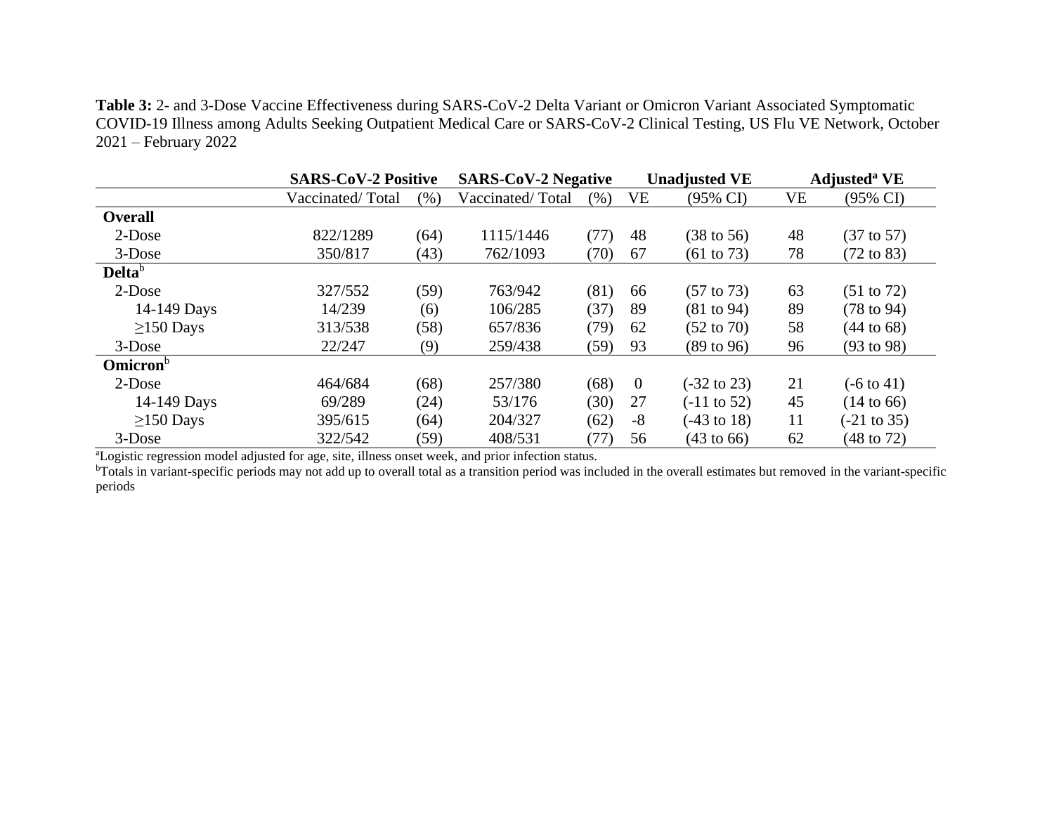**Table 3:** 2- and 3-Dose Vaccine Effectiveness during SARS-CoV-2 Delta Variant or Omicron Variant Associated Symptomatic COVID-19 Illness among Adults Seeking Outpatient Medical Care or SARS-CoV-2 Clinical Testing, US Flu VE Network, October 2021 – February 2022

| | **SARS-CoV-2 Positive** | | **SARS-CoV-2 Negative** | | **Unadjusted VE** | | **Adjusted[a] VE** | |
|---|---|---|---|---|---|---|---|---|
| | Vaccinated/ Total | (%) | Vaccinated/ Total | (%) | VE | (95% CI) | VE | (95% CI) |
| **Overall** | | | | | | | | |
| 2-Dose | 822/1289 | (64) | 1115/1446 | (77) | 48 | (38 to 56) | 48 | (37 to 57) |
| 3-Dose | 350/817 | (43) | 762/1093 | (70) | 67 | (61 to 73) | 78 | (72 to 83) |
| **Delta**[b] | | | | | | | | |
| 2-Dose | 327/552 | (59) | 763/942 | (81) | 66 | (57 to 73) | 63 | (51 to 72) |
| 14-149 Days | 14/239 | (6) | 106/285 | (37) | 89 | (81 to 94) | 89 | (78 to 94) |
| ≥150 Days | 313/538 | (58) | 657/836 | (79) | 62 | (52 to 70) | 58 | (44 to 68) |
| 3-Dose | 22/247 | (9) | 259/438 | (59) | 93 | (89 to 96) | 96 | (93 to 98) |
| **Omicron**[b] | | | | | | | | |
| 2-Dose | 464/684 | (68) | 257/380 | (68) | 0 | (-32 to 23) | 21 | (-6 to 41) |
| 14-149 Days | 69/289 | (24) | 53/176 | (30) | 27 | (-11 to 52) | 45 | (14 to 66) |
| ≥150 Days | 395/615 | (64) | 204/327 | (62) | -8 | (-43 to 18) | 11 | (-21 to 35) |
| 3-Dose | 322/542 | (59) | 408/531 | (77) | 56 | (43 to 66) | 62 | (48 to 72) |

[a]Logistic regression model adjusted for age, site, illness onset week, and prior infection status.

[b]Totals in variant-specific periods may not add up to overall total as a transition period was included in the overall estimates but removed in the variant-specific periods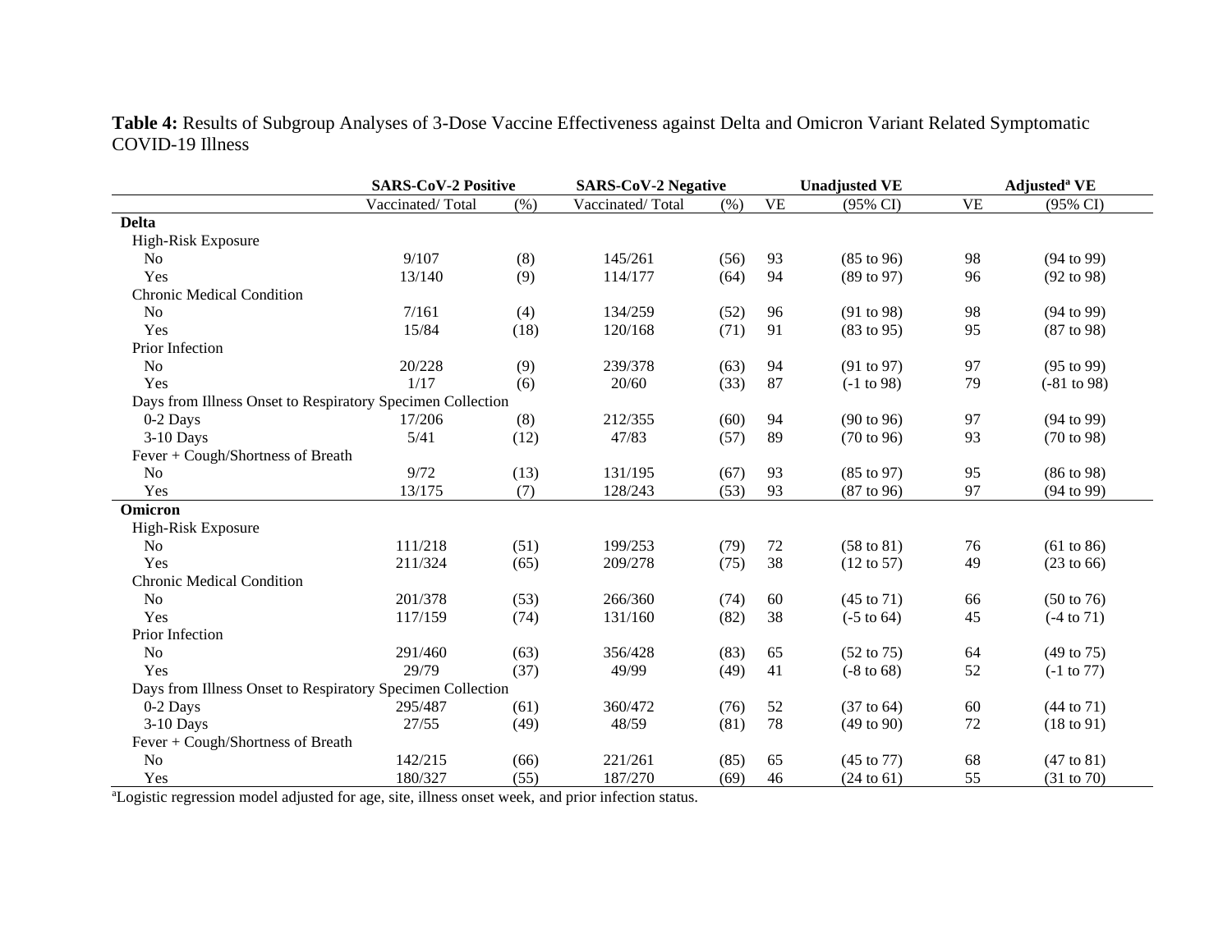**Table 4:** Results of Subgroup Analyses of 3-Dose Vaccine Effectiveness against Delta and Omicron Variant Related Symptomatic COVID-19 Illness

| | SARS-CoV-2 Positive | | SARS-CoV-2 Negative | | Unadjusted VE | | Adjusted[a] VE | |
|---|---|---|---|---|---|---|---|---|
| | Vaccinated/ Total | (%) | Vaccinated/ Total | (%) | VE | (95% CI) | VE | (95% CI) |
| **Delta** | | | | | | | | |
| High-Risk Exposure | | | | | | | | |
| No | 9/107 | (8) | 145/261 | (56) | 93 | (85 to 96) | 98 | (94 to 99) |
| Yes | 13/140 | (9) | 114/177 | (64) | 94 | (89 to 97) | 96 | (92 to 98) |
| Chronic Medical Condition | | | | | | | | |
| No | 7/161 | (4) | 134/259 | (52) | 96 | (91 to 98) | 98 | (94 to 99) |
| Yes | 15/84 | (18) | 120/168 | (71) | 91 | (83 to 95) | 95 | (87 to 98) |
| Prior Infection | | | | | | | | |
| No | 20/228 | (9) | 239/378 | (63) | 94 | (91 to 97) | 97 | (95 to 99) |
| Yes | 1/17 | (6) | 20/60 | (33) | 87 | (-1 to 98) | 79 | (-81 to 98) |
| Days from Illness Onset to Respiratory Specimen Collection | | | | | | | | |
| 0-2 Days | 17/206 | (8) | 212/355 | (60) | 94 | (90 to 96) | 97 | (94 to 99) |
| 3-10 Days | 5/41 | (12) | 47/83 | (57) | 89 | (70 to 96) | 93 | (70 to 98) |
| Fever + Cough/Shortness of Breath | | | | | | | | |
| No | 9/72 | (13) | 131/195 | (67) | 93 | (85 to 97) | 95 | (86 to 98) |
| Yes | 13/175 | (7) | 128/243 | (53) | 93 | (87 to 96) | 97 | (94 to 99) |
| **Omicron** | | | | | | | | |
| High-Risk Exposure | | | | | | | | |
| No | 111/218 | (51) | 199/253 | (79) | 72 | (58 to 81) | 76 | (61 to 86) |
| Yes | 211/324 | (65) | 209/278 | (75) | 38 | (12 to 57) | 49 | (23 to 66) |
| Chronic Medical Condition | | | | | | | | |
| No | 201/378 | (53) | 266/360 | (74) | 60 | (45 to 71) | 66 | (50 to 76) |
| Yes | 117/159 | (74) | 131/160 | (82) | 38 | (-5 to 64) | 45 | (-4 to 71) |
| Prior Infection | | | | | | | | |
| No | 291/460 | (63) | 356/428 | (83) | 65 | (52 to 75) | 64 | (49 to 75) |
| Yes | 29/79 | (37) | 49/99 | (49) | 41 | (-8 to 68) | 52 | (-1 to 77) |
| Days from Illness Onset to Respiratory Specimen Collection | | | | | | | | |
| 0-2 Days | 295/487 | (61) | 360/472 | (76) | 52 | (37 to 64) | 60 | (44 to 71) |
| 3-10 Days | 27/55 | (49) | 48/59 | (81) | 78 | (49 to 90) | 72 | (18 to 91) |
| Fever + Cough/Shortness of Breath | | | | | | | | |
| No | 142/215 | (66) | 221/261 | (85) | 65 | (45 to 77) | 68 | (47 to 81) |
| Yes | 180/327 | (55) | 187/270 | (69) | 46 | (24 to 61) | 55 | (31 to 70) |

[a]Logistic regression model adjusted for age, site, illness onset week, and prior infection status.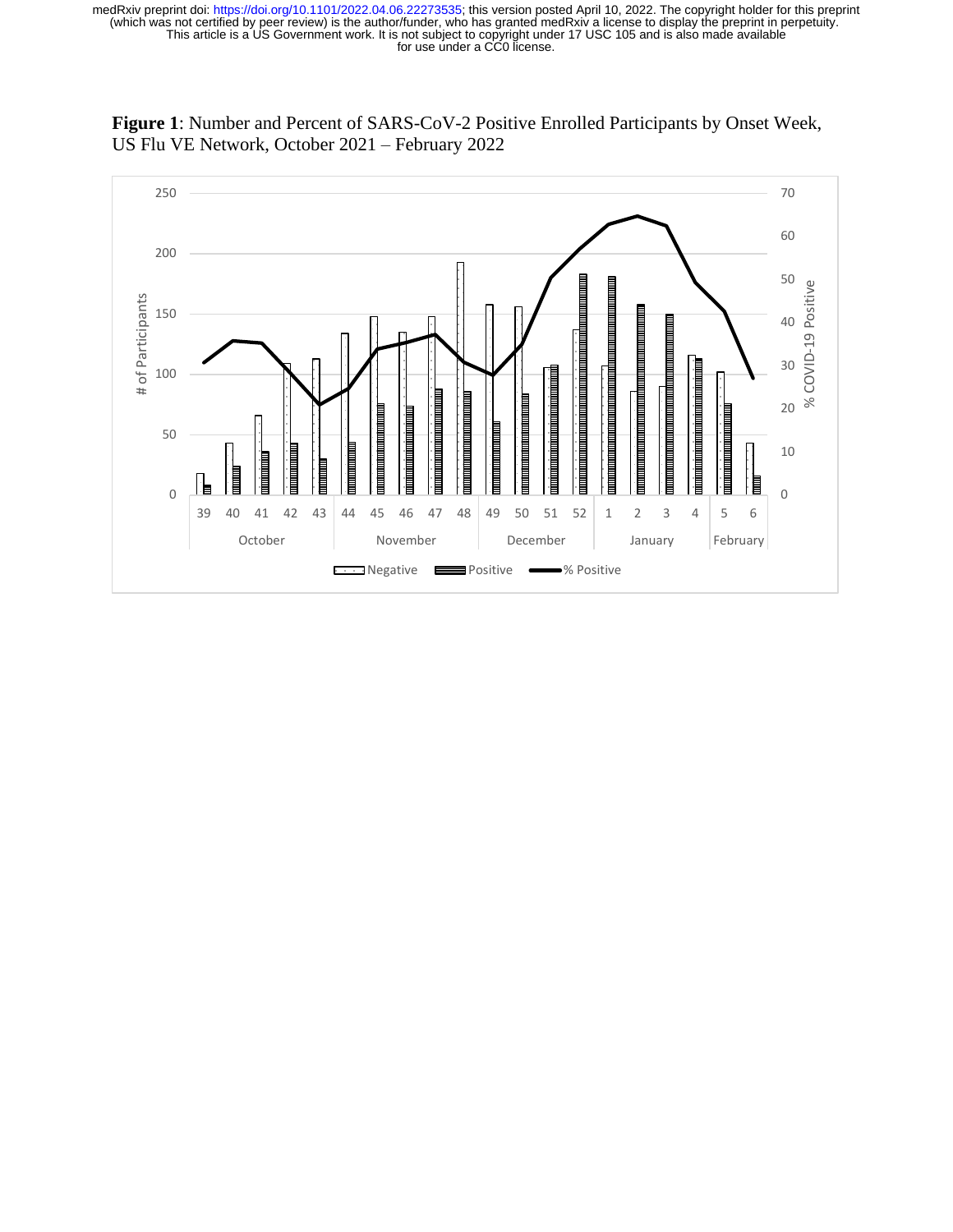**Figure 1**: Number and Percent of SARS-CoV-2 Positive Enrolled Participants by Onset Week, US Flu VE Network, October 2021 – February 2022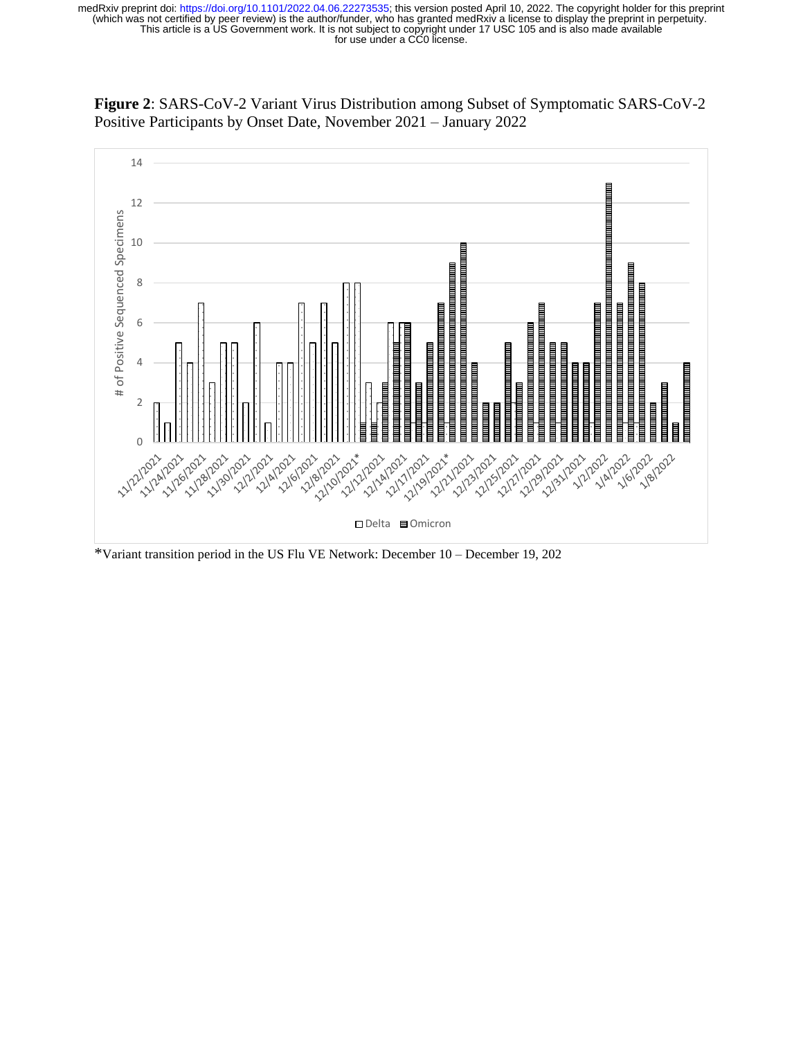**Figure 2**: SARS-CoV-2 Variant Virus Distribution among Subset of Symptomatic SARS-CoV-2 Positive Participants by Onset Date, November 2021 – January 2022

14
12
10
8
6
4
2
0

# of Positive Sequenced Specimens

11/22/2021
11/24/2021
11/26/2021
11/28/2021
11/30/2021
12/2/2021
12/4/2021
12/6/2021
12/8/2021
12/10/2021*
12/12/2021
12/14/2021
12/17/2021
12/19/2021*
12/21/2021
12/23/2021
12/25/2021
12/27/2021
12/29/2021
12/31/2021
1/2/2022
1/4/2022
1/6/2022
1/8/2022

Delta Omicron

*Variant transition period in the US Flu VE Network: December 10 – December 19, 202